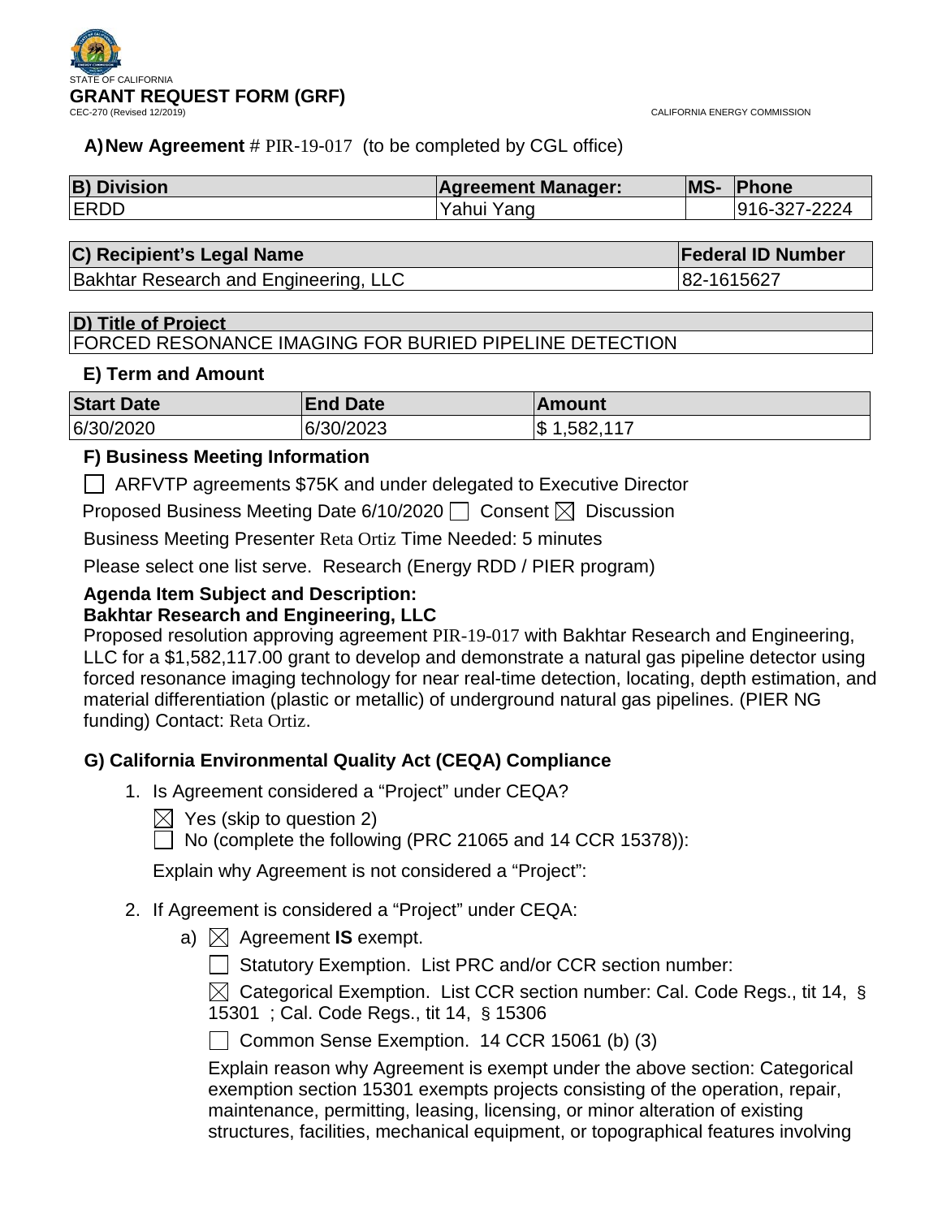STATE OF CALIFORNIA

# GRANT REQUEST FORM (GRF)

CEC-270 (Revised 12/2019)

CALIFORNIA ENERGY COMMISSION

**A) New Agreement** # PIR-19-017 (to be completed by CGL office)

| B) Division | Agreement Manager: | MS- | Phone |
|---|---|---|---|
| ERDD | Yahui Yang | | 916-327-2224 |

| C) Recipient's Legal Name | Federal ID Number |
|---|---|
| Bakhtar Research and Engineering, LLC | 82-1615627 |

| D) Title of Project |
|---|
| FORCED RESONANCE IMAGING FOR BURIED PIPELINE DETECTION |

**E) Term and Amount**

| Start Date | End Date | Amount |
|---|---|---|
| 6/30/2020 | 6/30/2023 | $ 1,582,117 |

**F) Business Meeting Information**

☐ ARFVTP agreements $75K and under delegated to Executive Director

Proposed Business Meeting Date 6/10/2020 ☐ Consent ☒ Discussion

Business Meeting Presenter Reta Ortiz Time Needed: 5 minutes

Please select one list serve. Research (Energy RDD / PIER program)

**Agenda Item Subject and Description:**
**Bakhtar Research and Engineering, LLC**

Proposed resolution approving agreement PIR-19-017 with Bakhtar Research and Engineering, LLC for a $1,582,117.00 grant to develop and demonstrate a natural gas pipeline detector using forced resonance imaging technology for near real-time detection, locating, depth estimation, and material differentiation (plastic or metallic) of underground natural gas pipelines. (PIER NG funding) Contact: Reta Ortiz.

**G) California Environmental Quality Act (CEQA) Compliance**

1. Is Agreement considered a "Project" under CEQA?

   ☒ Yes (skip to question 2)

   ☐ No (complete the following (PRC 21065 and 14 CCR 15378)):

   Explain why Agreement is not considered a "Project":

2. If Agreement is considered a "Project" under CEQA:

   a) ☒ Agreement **IS** exempt.

      ☐ Statutory Exemption. List PRC and/or CCR section number:

      ☒ Categorical Exemption. List CCR section number: Cal. Code Regs., tit 14, § 15301 ; Cal. Code Regs., tit 14, § 15306

      ☐ Common Sense Exemption. 14 CCR 15061 (b) (3)

      Explain reason why Agreement is exempt under the above section: Categorical exemption section 15301 exempts projects consisting of the operation, repair, maintenance, permitting, leasing, licensing, or minor alteration of existing structures, facilities, mechanical equipment, or topographical features involving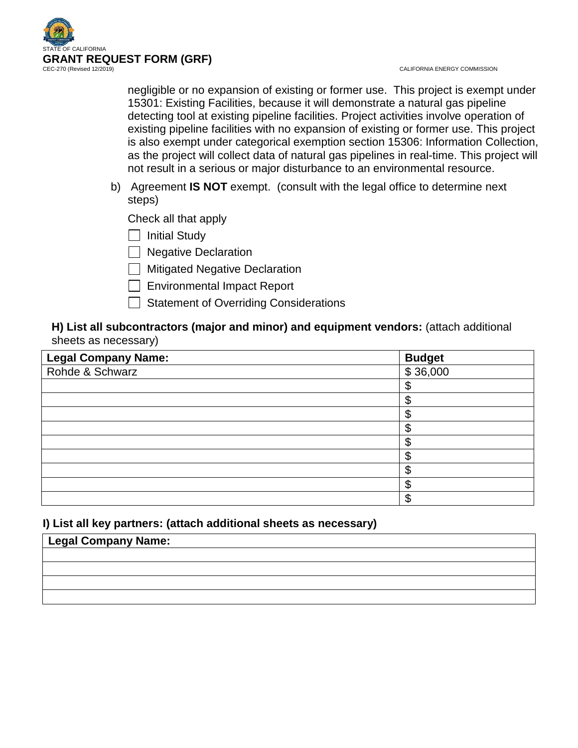negligible or no expansion of existing or former use. This project is exempt under 15301: Existing Facilities, because it will demonstrate a natural gas pipeline detecting tool at existing pipeline facilities. Project activities involve operation of existing pipeline facilities with no expansion of existing or former use. This project is also exempt under categorical exemption section 15306: Information Collection, as the project will collect data of natural gas pipelines in real-time. This project will not result in a serious or major disturbance to an environmental resource.

b) Agreement **IS NOT** exempt. (consult with the legal office to determine next steps)

Check all that apply

- ☐ Initial Study
- ☐ Negative Declaration
- ☐ Mitigated Negative Declaration
- ☐ Environmental Impact Report
- ☐ Statement of Overriding Considerations

**H) List all subcontractors (major and minor) and equipment vendors:** (attach additional sheets as necessary)

| **Legal Company Name:** | **Budget** |
|---|---|
| Rohde & Schwarz | $ 36,000 |
| | $ |
| | $ |
| | $ |
| | $ |
| | $ |
| | $ |
| | $ |
| | $ |
| | $ |

**I) List all key partners: (attach additional sheets as necessary)**

| **Legal Company Name:** |
|---|
| |
| |
| |
| |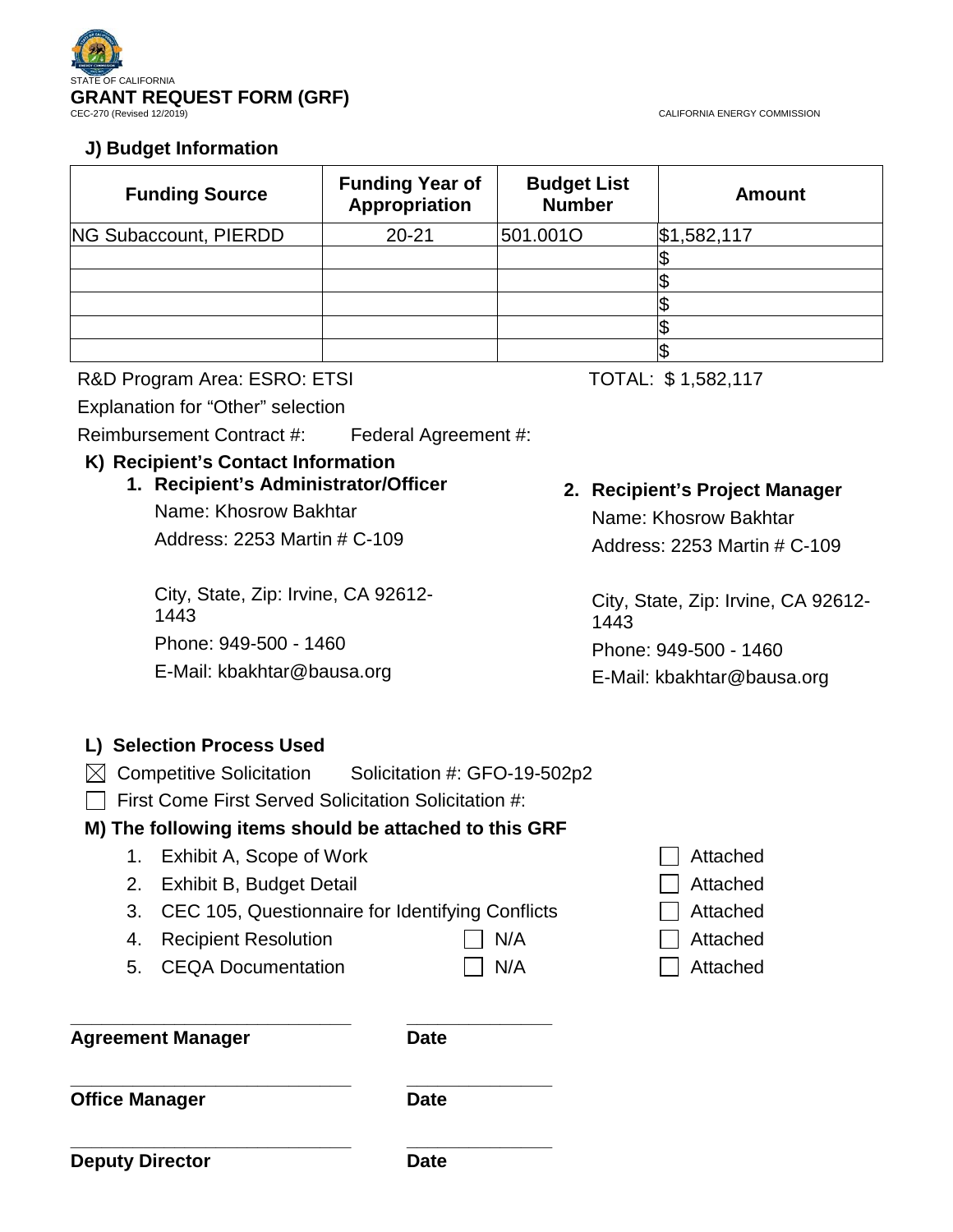STATE OF CALIFORNIA

**GRANT REQUEST FORM (GRF)**

CEC-270 (Revised 12/2019)

CALIFORNIA ENERGY COMMISSION

### J) Budget Information

| Funding Source | Funding Year of Appropriation | Budget List Number | Amount |
|---|---|---|---|
| NG Subaccount, PIERDD | 20-21 | 501.001O | $1,582,117 |
| | | | $ |
| | | | $ |
| | | | $ |
| | | | $ |
| | | | $ |

R&D Program Area: ESRO: ETSI

TOTAL: $ 1,582,117

Explanation for "Other" selection

Reimbursement Contract #: Federal Agreement #:

### K) Recipient's Contact Information

**1. Recipient's Administrator/Officer**

Name: Khosrow Bakhtar

Address: 2253 Martin # C-109

City, State, Zip: Irvine, CA 92612-1443

Phone: 949-500 - 1460

E-Mail: kbakhtar@bausa.org

**2. Recipient's Project Manager**

Name: Khosrow Bakhtar

Address: 2253 Martin # C-109

City, State, Zip: Irvine, CA 92612-1443

Phone: 949-500 - 1460

E-Mail: kbakhtar@bausa.org

### L) Selection Process Used

- ☒ Competitive Solicitation Solicitation #: GFO-19-502p2
- ☐ First Come First Served Solicitation Solicitation #:

### M) The following items should be attached to this GRF

1. Exhibit A, Scope of Work ☐ Attached
2. Exhibit B, Budget Detail ☐ Attached
3. CEC 105, Questionnaire for Identifying Conflicts ☐ Attached
4. Recipient Resolution ☐ N/A ☐ Attached
5. CEQA Documentation ☐ N/A ☐ Attached

_____________________________ _______________

**Agreement Manager** **Date**

_____________________________ _______________

**Office Manager** **Date**

_____________________________ _______________

**Deputy Director** **Date**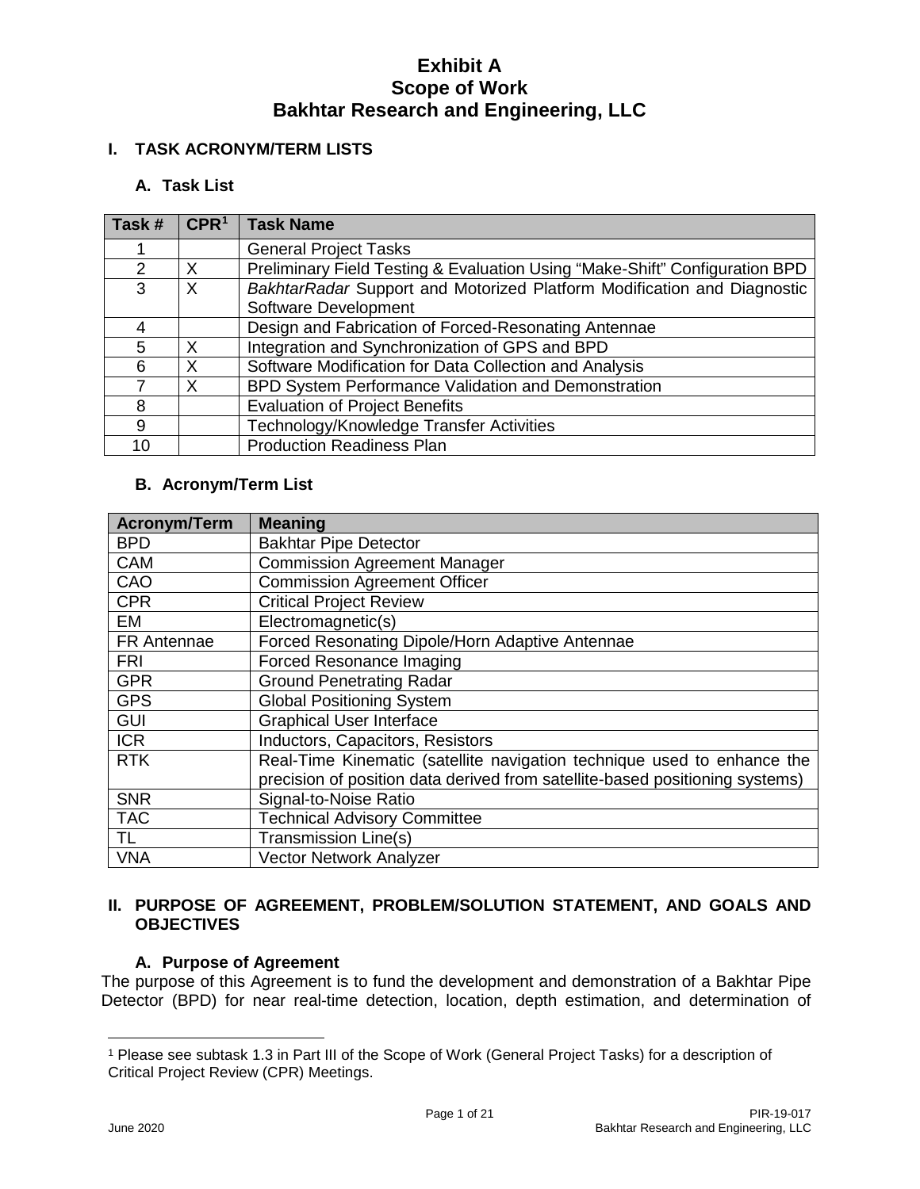# Exhibit A
# Scope of Work
# Bakhtar Research and Engineering, LLC

## I. TASK ACRONYM/TERM LISTS

### A. Task List

| Task # | CPR[1] | Task Name |
|---|---|---|
| 1 | | General Project Tasks |
| 2 | X | Preliminary Field Testing & Evaluation Using "Make-Shift" Configuration BPD |
| 3 | X | *BakhtarRadar* Support and Motorized Platform Modification and Diagnostic Software Development |
| 4 | | Design and Fabrication of Forced-Resonating Antennae |
| 5 | X | Integration and Synchronization of GPS and BPD |
| 6 | X | Software Modification for Data Collection and Analysis |
| 7 | X | BPD System Performance Validation and Demonstration |
| 8 | | Evaluation of Project Benefits |
| 9 | | Technology/Knowledge Transfer Activities |
| 10 | | Production Readiness Plan |

### B. Acronym/Term List

| Acronym/Term | Meaning |
|---|---|
| BPD | Bakhtar Pipe Detector |
| CAM | Commission Agreement Manager |
| CAO | Commission Agreement Officer |
| CPR | Critical Project Review |
| EM | Electromagnetic(s) |
| FR Antennae | Forced Resonating Dipole/Horn Adaptive Antennae |
| FRI | Forced Resonance Imaging |
| GPR | Ground Penetrating Radar |
| GPS | Global Positioning System |
| GUI | Graphical User Interface |
| ICR | Inductors, Capacitors, Resistors |
| RTK | Real-Time Kinematic (satellite navigation technique used to enhance the precision of position data derived from satellite-based positioning systems) |
| SNR | Signal-to-Noise Ratio |
| TAC | Technical Advisory Committee |
| TL | Transmission Line(s) |
| VNA | Vector Network Analyzer |

## II. PURPOSE OF AGREEMENT, PROBLEM/SOLUTION STATEMENT, AND GOALS AND OBJECTIVES

### A. Purpose of Agreement

The purpose of this Agreement is to fund the development and demonstration of a Bakhtar Pipe Detector (BPD) for near real-time detection, location, depth estimation, and determination of

---

[1] Please see subtask 1.3 in Part III of the Scope of Work (General Project Tasks) for a description of Critical Project Review (CPR) Meetings.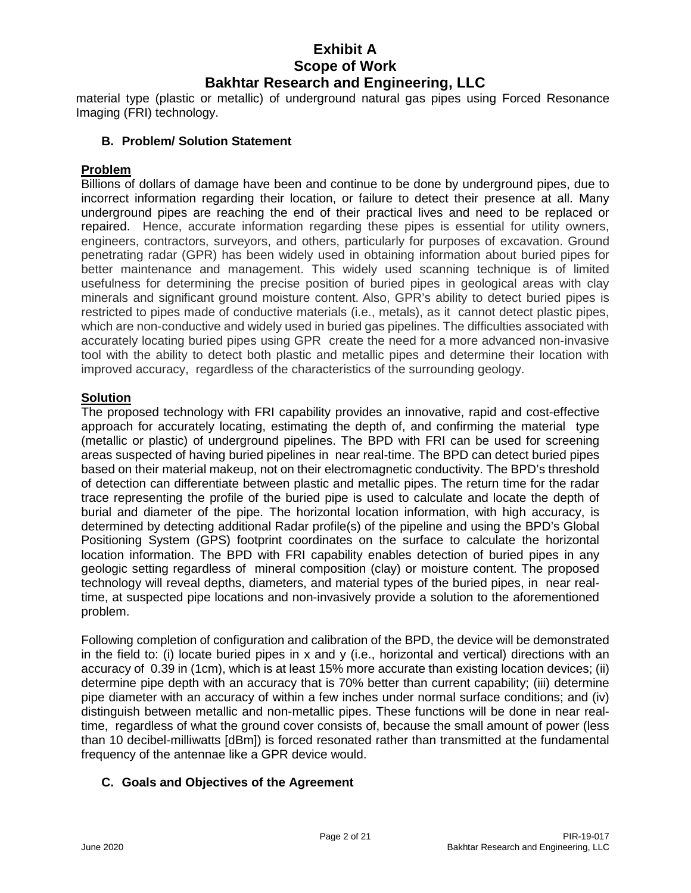material type (plastic or metallic) of underground natural gas pipes using Forced Resonance Imaging (FRI) technology.

### B. Problem/ Solution Statement

**Problem**

Billions of dollars of damage have been and continue to be done by underground pipes, due to incorrect information regarding their location, or failure to detect their presence at all. Many underground pipes are reaching the end of their practical lives and need to be replaced or repaired. Hence, accurate information regarding these pipes is essential for utility owners, engineers, contractors, surveyors, and others, particularly for purposes of excavation. Ground penetrating radar (GPR) has been widely used in obtaining information about buried pipes for better maintenance and management. This widely used scanning technique is of limited usefulness for determining the precise position of buried pipes in geological areas with clay minerals and significant ground moisture content. Also, GPR's ability to detect buried pipes is restricted to pipes made of conductive materials (i.e., metals), as it cannot detect plastic pipes, which are non-conductive and widely used in buried gas pipelines. The difficulties associated with accurately locating buried pipes using GPR create the need for a more advanced non-invasive tool with the ability to detect both plastic and metallic pipes and determine their location with improved accuracy, regardless of the characteristics of the surrounding geology.

**Solution**

The proposed technology with FRI capability provides an innovative, rapid and cost-effective approach for accurately locating, estimating the depth of, and confirming the material type (metallic or plastic) of underground pipelines. The BPD with FRI can be used for screening areas suspected of having buried pipelines in near real-time. The BPD can detect buried pipes based on their material makeup, not on their electromagnetic conductivity. The BPD's threshold of detection can differentiate between plastic and metallic pipes. The return time for the radar trace representing the profile of the buried pipe is used to calculate and locate the depth of burial and diameter of the pipe. The horizontal location information, with high accuracy, is determined by detecting additional Radar profile(s) of the pipeline and using the BPD's Global Positioning System (GPS) footprint coordinates on the surface to calculate the horizontal location information. The BPD with FRI capability enables detection of buried pipes in any geologic setting regardless of mineral composition (clay) or moisture content. The proposed technology will reveal depths, diameters, and material types of the buried pipes, in near real-time, at suspected pipe locations and non-invasively provide a solution to the aforementioned problem.

Following completion of configuration and calibration of the BPD, the device will be demonstrated in the field to: (i) locate buried pipes in x and y (i.e., horizontal and vertical) directions with an accuracy of 0.39 in (1cm), which is at least 15% more accurate than existing location devices; (ii) determine pipe depth with an accuracy that is 70% better than current capability; (iii) determine pipe diameter with an accuracy of within a few inches under normal surface conditions; and (iv) distinguish between metallic and non-metallic pipes. These functions will be done in near real-time, regardless of what the ground cover consists of, because the small amount of power (less than 10 decibel-milliwatts [dBm]) is forced resonated rather than transmitted at the fundamental frequency of the antennae like a GPR device would.

### C. Goals and Objectives of the Agreement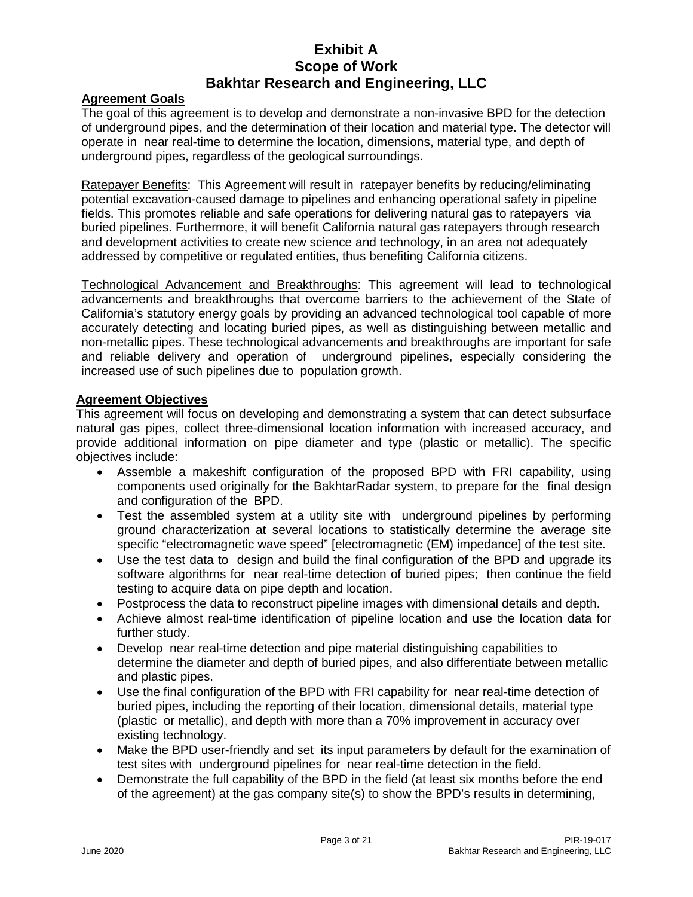# Exhibit A
# Scope of Work
# Bakhtar Research and Engineering, LLC

## Agreement Goals

The goal of this agreement is to develop and demonstrate a non-invasive BPD for the detection of underground pipes, and the determination of their location and material type. The detector will operate in near real-time to determine the location, dimensions, material type, and depth of underground pipes, regardless of the geological surroundings.

Ratepayer Benefits: This Agreement will result in ratepayer benefits by reducing/eliminating potential excavation-caused damage to pipelines and enhancing operational safety in pipeline fields. This promotes reliable and safe operations for delivering natural gas to ratepayers via buried pipelines. Furthermore, it will benefit California natural gas ratepayers through research and development activities to create new science and technology, in an area not adequately addressed by competitive or regulated entities, thus benefiting California citizens.

Technological Advancement and Breakthroughs: This agreement will lead to technological advancements and breakthroughs that overcome barriers to the achievement of the State of California's statutory energy goals by providing an advanced technological tool capable of more accurately detecting and locating buried pipes, as well as distinguishing between metallic and non-metallic pipes. These technological advancements and breakthroughs are important for safe and reliable delivery and operation of underground pipelines, especially considering the increased use of such pipelines due to population growth.

## Agreement Objectives

This agreement will focus on developing and demonstrating a system that can detect subsurface natural gas pipes, collect three-dimensional location information with increased accuracy, and provide additional information on pipe diameter and type (plastic or metallic). The specific objectives include:

- Assemble a makeshift configuration of the proposed BPD with FRI capability, using components used originally for the BakhtarRadar system, to prepare for the final design and configuration of the BPD.
- Test the assembled system at a utility site with underground pipelines by performing ground characterization at several locations to statistically determine the average site specific "electromagnetic wave speed" [electromagnetic (EM) impedance] of the test site.
- Use the test data to design and build the final configuration of the BPD and upgrade its software algorithms for near real-time detection of buried pipes; then continue the field testing to acquire data on pipe depth and location.
- Postprocess the data to reconstruct pipeline images with dimensional details and depth.
- Achieve almost real-time identification of pipeline location and use the location data for further study.
- Develop near real-time detection and pipe material distinguishing capabilities to determine the diameter and depth of buried pipes, and also differentiate between metallic and plastic pipes.
- Use the final configuration of the BPD with FRI capability for near real-time detection of buried pipes, including the reporting of their location, dimensional details, material type (plastic or metallic), and depth with more than a 70% improvement in accuracy over existing technology.
- Make the BPD user-friendly and set its input parameters by default for the examination of test sites with underground pipelines for near real-time detection in the field.
- Demonstrate the full capability of the BPD in the field (at least six months before the end of the agreement) at the gas company site(s) to show the BPD's results in determining,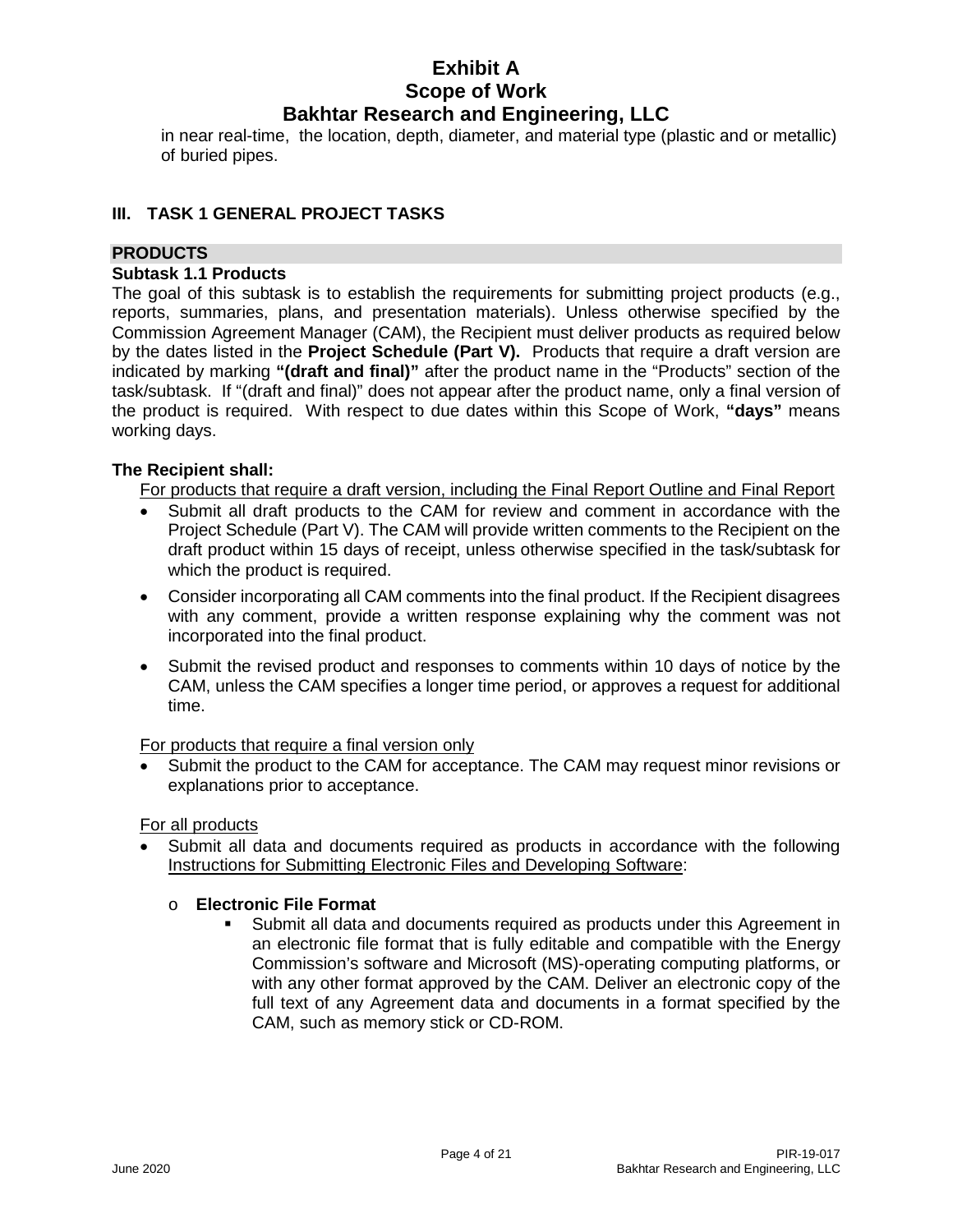in near real-time, the location, depth, diameter, and material type (plastic and or metallic) of buried pipes.

## III. TASK 1 GENERAL PROJECT TASKS

### PRODUCTS

**Subtask 1.1 Products**

The goal of this subtask is to establish the requirements for submitting project products (e.g., reports, summaries, plans, and presentation materials). Unless otherwise specified by the Commission Agreement Manager (CAM), the Recipient must deliver products as required below by the dates listed in the **Project Schedule (Part V).** Products that require a draft version are indicated by marking **"(draft and final)"** after the product name in the "Products" section of the task/subtask. If "(draft and final)" does not appear after the product name, only a final version of the product is required. With respect to due dates within this Scope of Work, **"days"** means working days.

**The Recipient shall:**

For products that require a draft version, including the Final Report Outline and Final Report

- Submit all draft products to the CAM for review and comment in accordance with the Project Schedule (Part V). The CAM will provide written comments to the Recipient on the draft product within 15 days of receipt, unless otherwise specified in the task/subtask for which the product is required.
- Consider incorporating all CAM comments into the final product. If the Recipient disagrees with any comment, provide a written response explaining why the comment was not incorporated into the final product.
- Submit the revised product and responses to comments within 10 days of notice by the CAM, unless the CAM specifies a longer time period, or approves a request for additional time.

For products that require a final version only

- Submit the product to the CAM for acceptance. The CAM may request minor revisions or explanations prior to acceptance.

For all products

- Submit all data and documents required as products in accordance with the following Instructions for Submitting Electronic Files and Developing Software:
  - **Electronic File Format**
    - Submit all data and documents required as products under this Agreement in an electronic file format that is fully editable and compatible with the Energy Commission's software and Microsoft (MS)-operating computing platforms, or with any other format approved by the CAM. Deliver an electronic copy of the full text of any Agreement data and documents in a format specified by the CAM, such as memory stick or CD-ROM.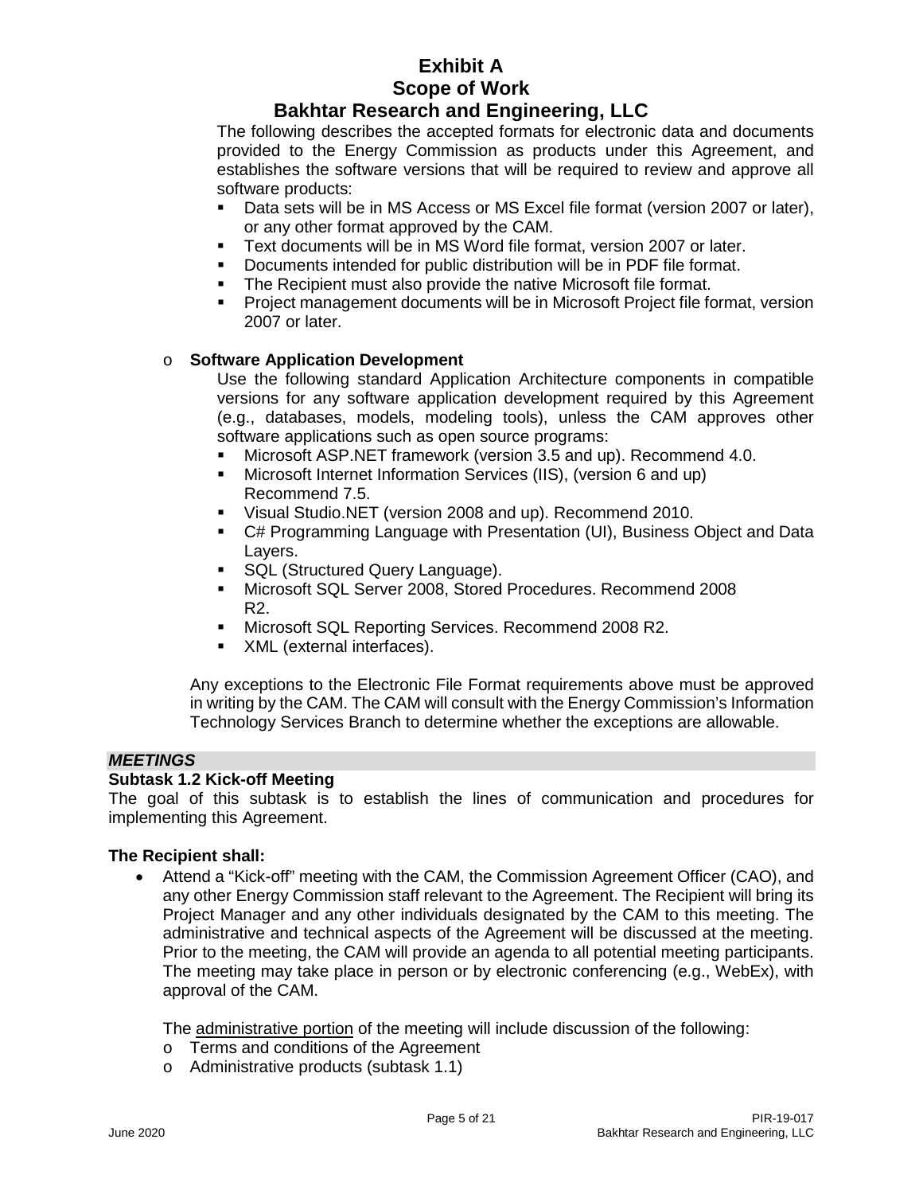# Exhibit A
# Scope of Work
# Bakhtar Research and Engineering, LLC

The following describes the accepted formats for electronic data and documents provided to the Energy Commission as products under this Agreement, and establishes the software versions that will be required to review and approve all software products:

- Data sets will be in MS Access or MS Excel file format (version 2007 or later), or any other format approved by the CAM.
- Text documents will be in MS Word file format, version 2007 or later.
- Documents intended for public distribution will be in PDF file format.
- The Recipient must also provide the native Microsoft file format.
- Project management documents will be in Microsoft Project file format, version 2007 or later.

- **Software Application Development**

  Use the following standard Application Architecture components in compatible versions for any software application development required by this Agreement (e.g., databases, models, modeling tools), unless the CAM approves other software applications such as open source programs:

  - Microsoft ASP.NET framework (version 3.5 and up). Recommend 4.0.
  - Microsoft Internet Information Services (IIS), (version 6 and up) Recommend 7.5.
  - Visual Studio.NET (version 2008 and up). Recommend 2010.
  - C# Programming Language with Presentation (UI), Business Object and Data Layers.
  - SQL (Structured Query Language).
  - Microsoft SQL Server 2008, Stored Procedures. Recommend 2008 R2.
  - Microsoft SQL Reporting Services. Recommend 2008 R2.
  - XML (external interfaces).

  Any exceptions to the Electronic File Format requirements above must be approved in writing by the CAM. The CAM will consult with the Energy Commission's Information Technology Services Branch to determine whether the exceptions are allowable.

***MEETINGS***

### Subtask 1.2 Kick-off Meeting

The goal of this subtask is to establish the lines of communication and procedures for implementing this Agreement.

**The Recipient shall:**

- Attend a "Kick-off" meeting with the CAM, the Commission Agreement Officer (CAO), and any other Energy Commission staff relevant to the Agreement. The Recipient will bring its Project Manager and any other individuals designated by the CAM to this meeting. The administrative and technical aspects of the Agreement will be discussed at the meeting. Prior to the meeting, the CAM will provide an agenda to all potential meeting participants. The meeting may take place in person or by electronic conferencing (e.g., WebEx), with approval of the CAM.

  The administrative portion of the meeting will include discussion of the following:

  - Terms and conditions of the Agreement
  - Administrative products (subtask 1.1)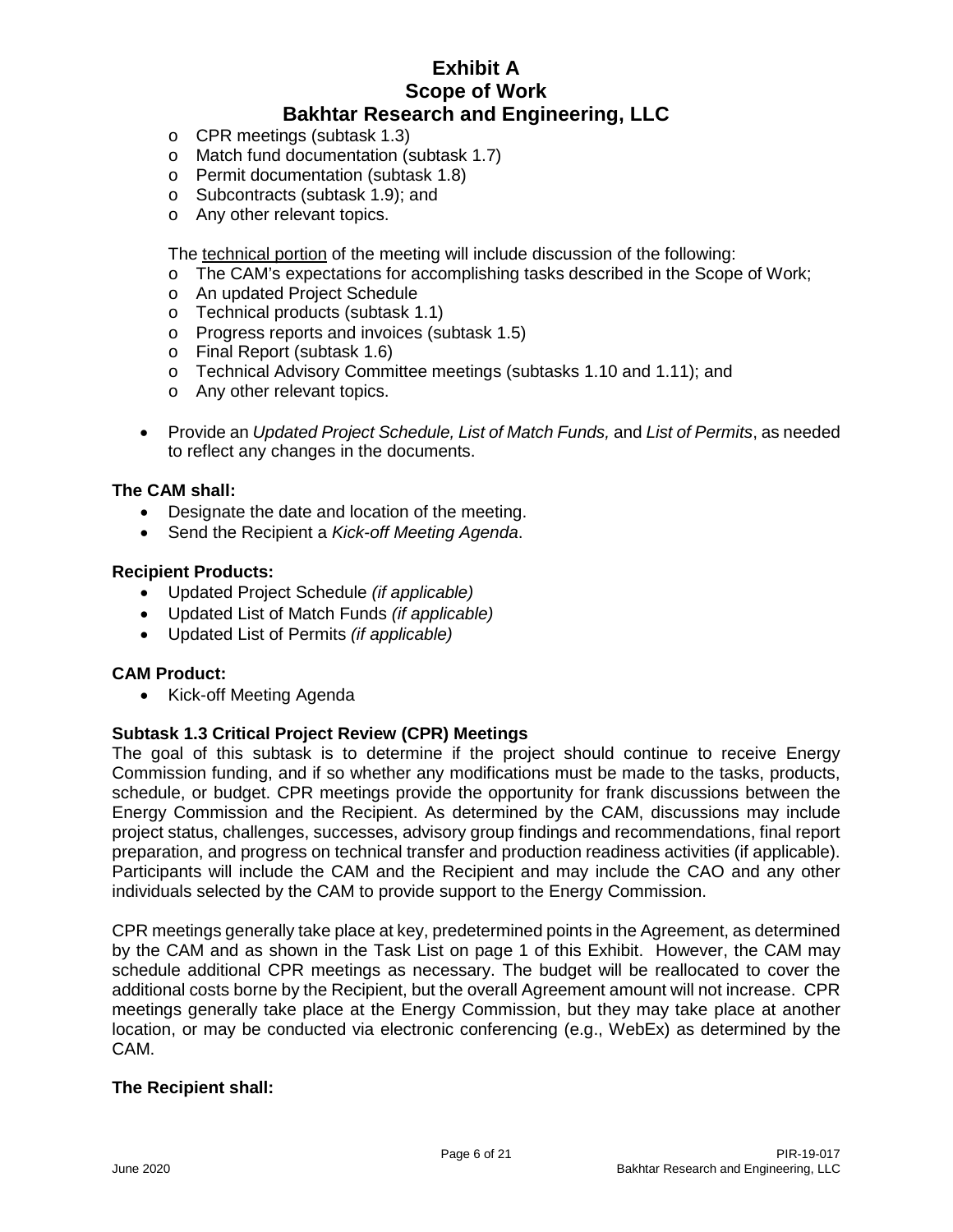- CPR meetings (subtask 1.3)
- Match fund documentation (subtask 1.7)
- Permit documentation (subtask 1.8)
- Subcontracts (subtask 1.9); and
- Any other relevant topics.

The technical portion of the meeting will include discussion of the following:

- The CAM's expectations for accomplishing tasks described in the Scope of Work;
- An updated Project Schedule
- Technical products (subtask 1.1)
- Progress reports and invoices (subtask 1.5)
- Final Report (subtask 1.6)
- Technical Advisory Committee meetings (subtasks 1.10 and 1.11); and
- Any other relevant topics.

- Provide an *Updated Project Schedule, List of Match Funds,* and *List of Permits*, as needed to reflect any changes in the documents.

**The CAM shall:**

- Designate the date and location of the meeting.
- Send the Recipient a *Kick-off Meeting Agenda*.

**Recipient Products:**

- Updated Project Schedule *(if applicable)*
- Updated List of Match Funds *(if applicable)*
- Updated List of Permits *(if applicable)*

**CAM Product:**

- Kick-off Meeting Agenda

**Subtask 1.3 Critical Project Review (CPR) Meetings**

The goal of this subtask is to determine if the project should continue to receive Energy Commission funding, and if so whether any modifications must be made to the tasks, products, schedule, or budget. CPR meetings provide the opportunity for frank discussions between the Energy Commission and the Recipient. As determined by the CAM, discussions may include project status, challenges, successes, advisory group findings and recommendations, final report preparation, and progress on technical transfer and production readiness activities (if applicable). Participants will include the CAM and the Recipient and may include the CAO and any other individuals selected by the CAM to provide support to the Energy Commission.

CPR meetings generally take place at key, predetermined points in the Agreement, as determined by the CAM and as shown in the Task List on page 1 of this Exhibit. However, the CAM may schedule additional CPR meetings as necessary. The budget will be reallocated to cover the additional costs borne by the Recipient, but the overall Agreement amount will not increase. CPR meetings generally take place at the Energy Commission, but they may take place at another location, or may be conducted via electronic conferencing (e.g., WebEx) as determined by the CAM.

**The Recipient shall:**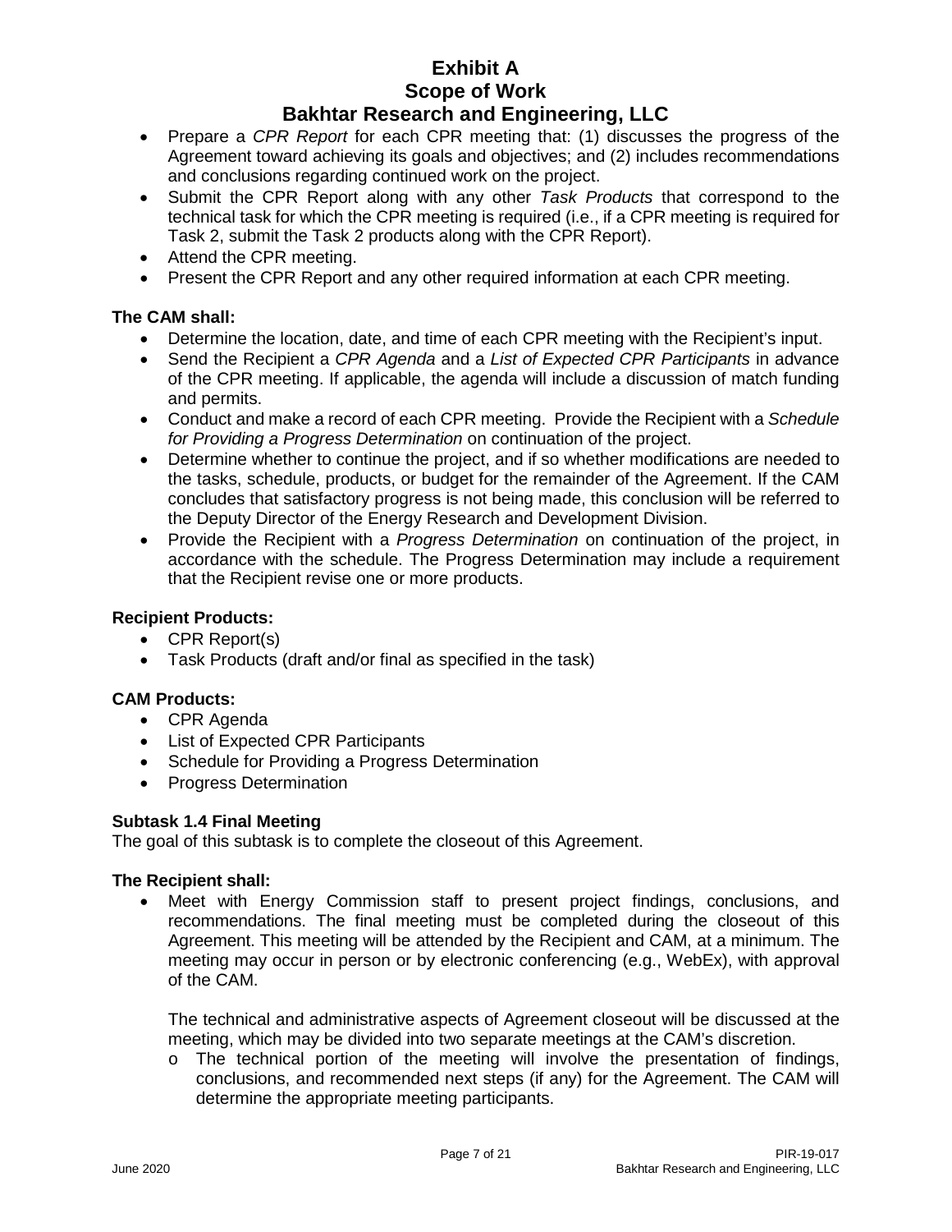- Prepare a *CPR Report* for each CPR meeting that: (1) discusses the progress of the Agreement toward achieving its goals and objectives; and (2) includes recommendations and conclusions regarding continued work on the project.
- Submit the CPR Report along with any other *Task Products* that correspond to the technical task for which the CPR meeting is required (i.e., if a CPR meeting is required for Task 2, submit the Task 2 products along with the CPR Report).
- Attend the CPR meeting.
- Present the CPR Report and any other required information at each CPR meeting.

**The CAM shall:**

- Determine the location, date, and time of each CPR meeting with the Recipient's input.
- Send the Recipient a *CPR Agenda* and a *List of Expected CPR Participants* in advance of the CPR meeting. If applicable, the agenda will include a discussion of match funding and permits.
- Conduct and make a record of each CPR meeting. Provide the Recipient with a *Schedule for Providing a Progress Determination* on continuation of the project.
- Determine whether to continue the project, and if so whether modifications are needed to the tasks, schedule, products, or budget for the remainder of the Agreement. If the CAM concludes that satisfactory progress is not being made, this conclusion will be referred to the Deputy Director of the Energy Research and Development Division.
- Provide the Recipient with a *Progress Determination* on continuation of the project, in accordance with the schedule. The Progress Determination may include a requirement that the Recipient revise one or more products.

**Recipient Products:**

- CPR Report(s)
- Task Products (draft and/or final as specified in the task)

**CAM Products:**

- CPR Agenda
- List of Expected CPR Participants
- Schedule for Providing a Progress Determination
- Progress Determination

**Subtask 1.4 Final Meeting**

The goal of this subtask is to complete the closeout of this Agreement.

**The Recipient shall:**

- Meet with Energy Commission staff to present project findings, conclusions, and recommendations. The final meeting must be completed during the closeout of this Agreement. This meeting will be attended by the Recipient and CAM, at a minimum. The meeting may occur in person or by electronic conferencing (e.g., WebEx), with approval of the CAM.

  The technical and administrative aspects of Agreement closeout will be discussed at the meeting, which may be divided into two separate meetings at the CAM's discretion.

  - The technical portion of the meeting will involve the presentation of findings, conclusions, and recommended next steps (if any) for the Agreement. The CAM will determine the appropriate meeting participants.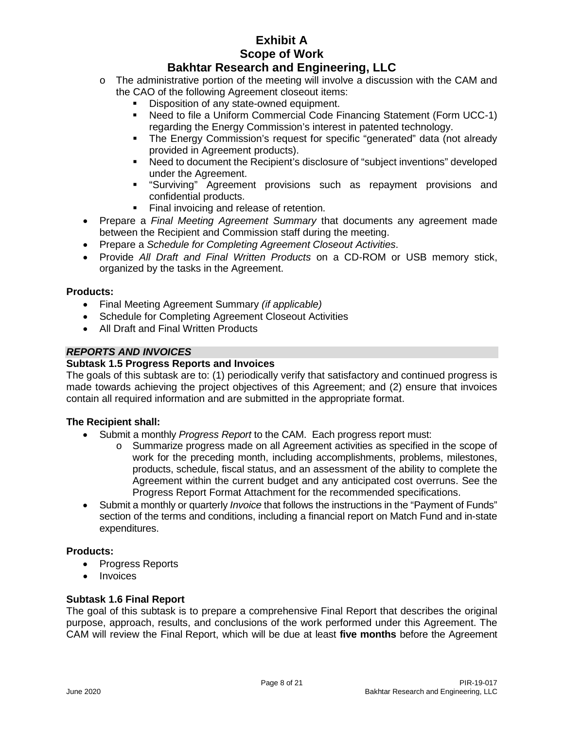- The administrative portion of the meeting will involve a discussion with the CAM and the CAO of the following Agreement closeout items:
  - Disposition of any state-owned equipment.
  - Need to file a Uniform Commercial Code Financing Statement (Form UCC-1) regarding the Energy Commission's interest in patented technology.
  - The Energy Commission's request for specific "generated" data (not already provided in Agreement products).
  - Need to document the Recipient's disclosure of "subject inventions" developed under the Agreement.
  - "Surviving" Agreement provisions such as repayment provisions and confidential products.
  - Final invoicing and release of retention.
- Prepare a *Final Meeting Agreement Summary* that documents any agreement made between the Recipient and Commission staff during the meeting.
- Prepare a *Schedule for Completing Agreement Closeout Activities*.
- Provide *All Draft and Final Written Products* on a CD-ROM or USB memory stick, organized by the tasks in the Agreement.

**Products:**

- Final Meeting Agreement Summary *(if applicable)*
- Schedule for Completing Agreement Closeout Activities
- All Draft and Final Written Products

***REPORTS AND INVOICES***

**Subtask 1.5 Progress Reports and Invoices**

The goals of this subtask are to: (1) periodically verify that satisfactory and continued progress is made towards achieving the project objectives of this Agreement; and (2) ensure that invoices contain all required information and are submitted in the appropriate format.

**The Recipient shall:**

- Submit a monthly *Progress Report* to the CAM. Each progress report must:
  - Summarize progress made on all Agreement activities as specified in the scope of work for the preceding month, including accomplishments, problems, milestones, products, schedule, fiscal status, and an assessment of the ability to complete the Agreement within the current budget and any anticipated cost overruns. See the Progress Report Format Attachment for the recommended specifications.
- Submit a monthly or quarterly *Invoice* that follows the instructions in the "Payment of Funds" section of the terms and conditions, including a financial report on Match Fund and in-state expenditures.

**Products:**

- Progress Reports
- Invoices

**Subtask 1.6 Final Report**

The goal of this subtask is to prepare a comprehensive Final Report that describes the original purpose, approach, results, and conclusions of the work performed under this Agreement. The CAM will review the Final Report, which will be due at least **five months** before the Agreement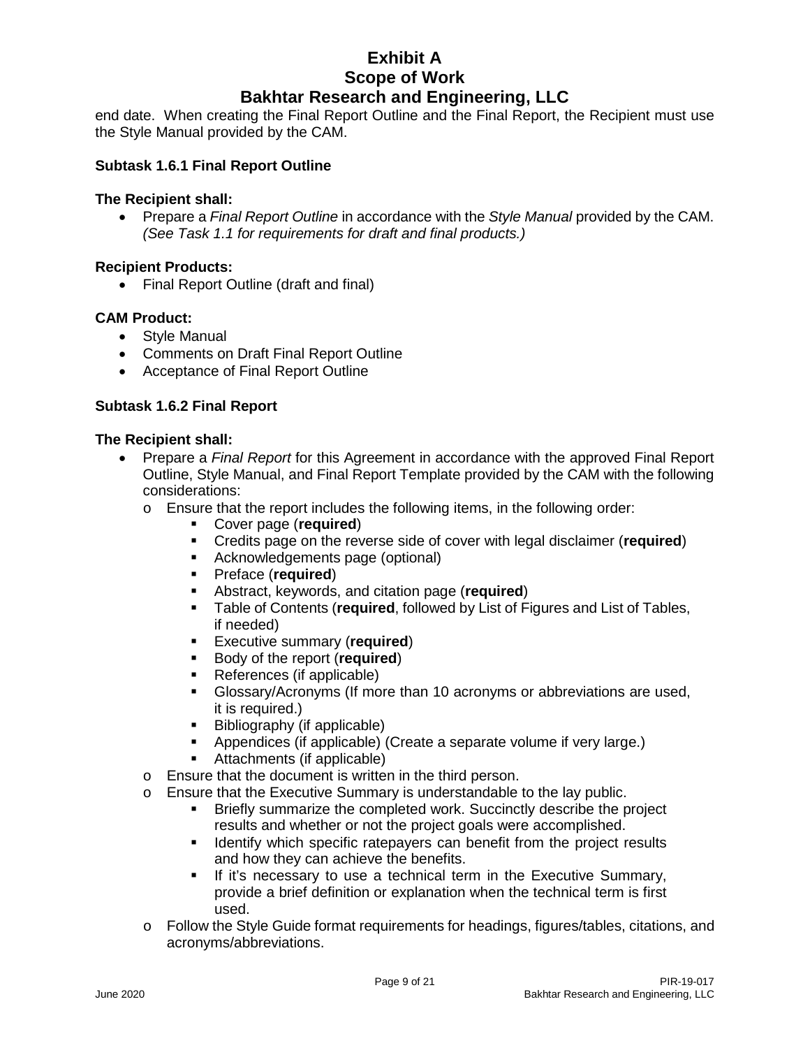end date. When creating the Final Report Outline and the Final Report, the Recipient must use the Style Manual provided by the CAM.

### Subtask 1.6.1 Final Report Outline

**The Recipient shall:**

- Prepare a *Final Report Outline* in accordance with the *Style Manual* provided by the CAM. *(See Task 1.1 for requirements for draft and final products.)*

**Recipient Products:**

- Final Report Outline (draft and final)

**CAM Product:**

- Style Manual
- Comments on Draft Final Report Outline
- Acceptance of Final Report Outline

### Subtask 1.6.2 Final Report

**The Recipient shall:**

- Prepare a *Final Report* for this Agreement in accordance with the approved Final Report Outline, Style Manual, and Final Report Template provided by the CAM with the following considerations:
  - Ensure that the report includes the following items, in the following order:
    - Cover page (**required**)
    - Credits page on the reverse side of cover with legal disclaimer (**required**)
    - Acknowledgements page (optional)
    - Preface (**required**)
    - Abstract, keywords, and citation page (**required**)
    - Table of Contents (**required**, followed by List of Figures and List of Tables, if needed)
    - Executive summary (**required**)
    - Body of the report (**required**)
    - References (if applicable)
    - Glossary/Acronyms (If more than 10 acronyms or abbreviations are used, it is required.)
    - Bibliography (if applicable)
    - Appendices (if applicable) (Create a separate volume if very large.)
    - Attachments (if applicable)
  - Ensure that the document is written in the third person.
  - Ensure that the Executive Summary is understandable to the lay public.
    - Briefly summarize the completed work. Succinctly describe the project results and whether or not the project goals were accomplished.
    - Identify which specific ratepayers can benefit from the project results and how they can achieve the benefits.
    - If it's necessary to use a technical term in the Executive Summary, provide a brief definition or explanation when the technical term is first used.
  - Follow the Style Guide format requirements for headings, figures/tables, citations, and acronyms/abbreviations.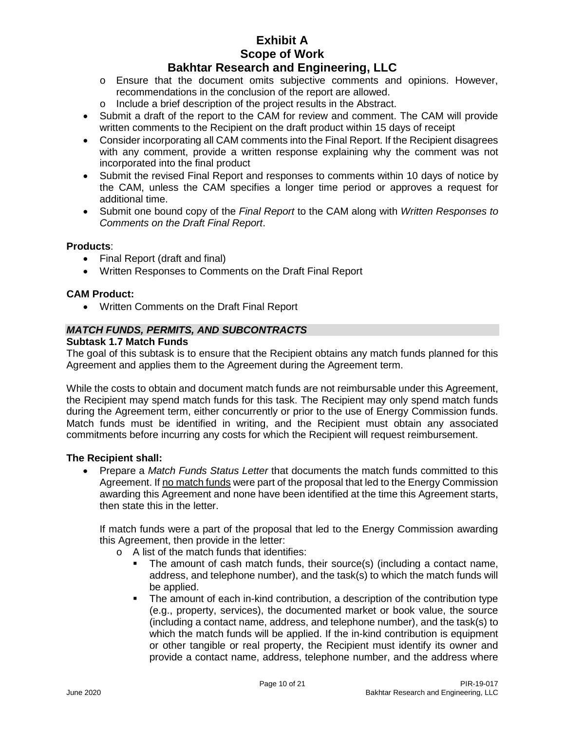- Ensure that the document omits subjective comments and opinions. However, recommendations in the conclusion of the report are allowed.
  - Include a brief description of the project results in the Abstract.
- Submit a draft of the report to the CAM for review and comment. The CAM will provide written comments to the Recipient on the draft product within 15 days of receipt
- Consider incorporating all CAM comments into the Final Report. If the Recipient disagrees with any comment, provide a written response explaining why the comment was not incorporated into the final product
- Submit the revised Final Report and responses to comments within 10 days of notice by the CAM, unless the CAM specifies a longer time period or approves a request for additional time.
- Submit one bound copy of the *Final Report* to the CAM along with *Written Responses to Comments on the Draft Final Report*.

**Products**:

- Final Report (draft and final)
- Written Responses to Comments on the Draft Final Report

**CAM Product:**

- Written Comments on the Draft Final Report

### *MATCH FUNDS, PERMITS, AND SUBCONTRACTS*

**Subtask 1.7 Match Funds**

The goal of this subtask is to ensure that the Recipient obtains any match funds planned for this Agreement and applies them to the Agreement during the Agreement term.

While the costs to obtain and document match funds are not reimbursable under this Agreement, the Recipient may spend match funds for this task. The Recipient may only spend match funds during the Agreement term, either concurrently or prior to the use of Energy Commission funds. Match funds must be identified in writing, and the Recipient must obtain any associated commitments before incurring any costs for which the Recipient will request reimbursement.

**The Recipient shall:**

- Prepare a *Match Funds Status Letter* that documents the match funds committed to this Agreement. If no match funds were part of the proposal that led to the Energy Commission awarding this Agreement and none have been identified at the time this Agreement starts, then state this in the letter.

  If match funds were a part of the proposal that led to the Energy Commission awarding this Agreement, then provide in the letter:
  - A list of the match funds that identifies:
    - The amount of cash match funds, their source(s) (including a contact name, address, and telephone number), and the task(s) to which the match funds will be applied.
    - The amount of each in-kind contribution, a description of the contribution type (e.g., property, services), the documented market or book value, the source (including a contact name, address, and telephone number), and the task(s) to which the match funds will be applied. If the in-kind contribution is equipment or other tangible or real property, the Recipient must identify its owner and provide a contact name, address, telephone number, and the address where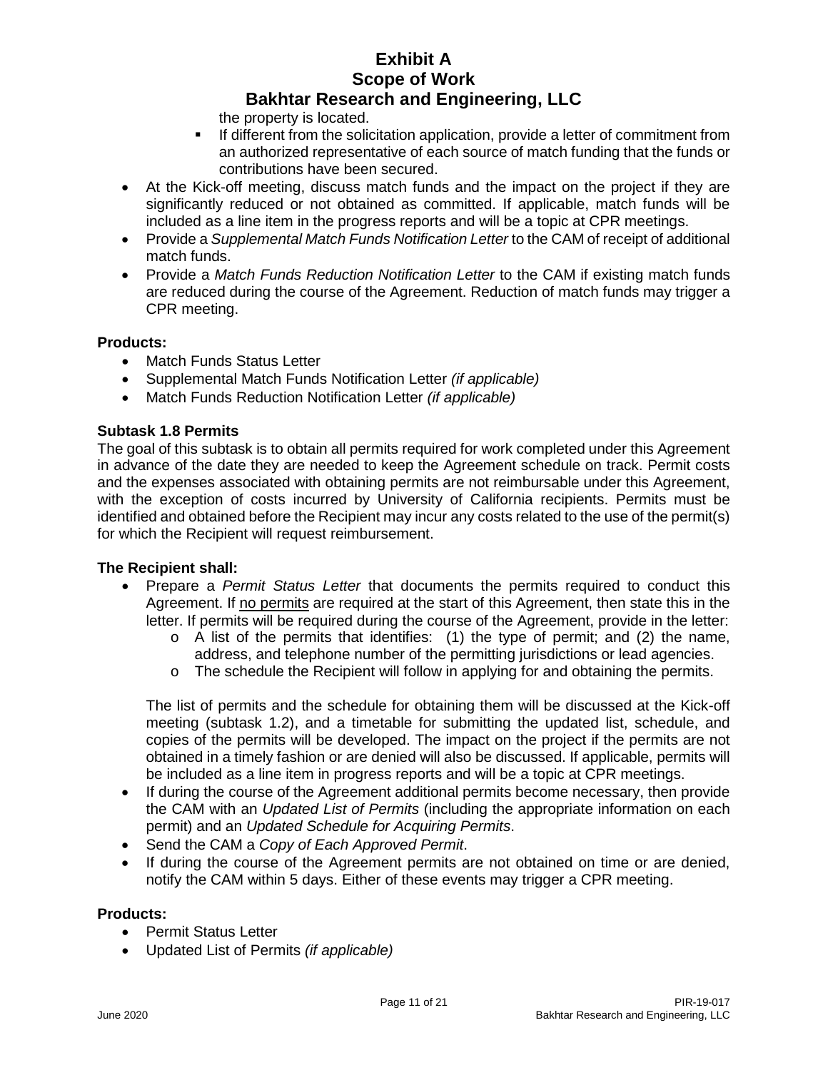the property is located.

  - If different from the solicitation application, provide a letter of commitment from an authorized representative of each source of match funding that the funds or contributions have been secured.
- At the Kick-off meeting, discuss match funds and the impact on the project if they are significantly reduced or not obtained as committed. If applicable, match funds will be included as a line item in the progress reports and will be a topic at CPR meetings.
- Provide a *Supplemental Match Funds Notification Letter* to the CAM of receipt of additional match funds.
- Provide a *Match Funds Reduction Notification Letter* to the CAM if existing match funds are reduced during the course of the Agreement. Reduction of match funds may trigger a CPR meeting.

**Products:**

- Match Funds Status Letter
- Supplemental Match Funds Notification Letter *(if applicable)*
- Match Funds Reduction Notification Letter *(if applicable)*

### Subtask 1.8 Permits

The goal of this subtask is to obtain all permits required for work completed under this Agreement in advance of the date they are needed to keep the Agreement schedule on track. Permit costs and the expenses associated with obtaining permits are not reimbursable under this Agreement, with the exception of costs incurred by University of California recipients. Permits must be identified and obtained before the Recipient may incur any costs related to the use of the permit(s) for which the Recipient will request reimbursement.

**The Recipient shall:**

- Prepare a *Permit Status Letter* that documents the permits required to conduct this Agreement. If no permits are required at the start of this Agreement, then state this in the letter. If permits will be required during the course of the Agreement, provide in the letter:
  - A list of the permits that identifies: (1) the type of permit; and (2) the name, address, and telephone number of the permitting jurisdictions or lead agencies.
  - The schedule the Recipient will follow in applying for and obtaining the permits.

  The list of permits and the schedule for obtaining them will be discussed at the Kick-off meeting (subtask 1.2), and a timetable for submitting the updated list, schedule, and copies of the permits will be developed. The impact on the project if the permits are not obtained in a timely fashion or are denied will also be discussed. If applicable, permits will be included as a line item in progress reports and will be a topic at CPR meetings.
- If during the course of the Agreement additional permits become necessary, then provide the CAM with an *Updated List of Permits* (including the appropriate information on each permit) and an *Updated Schedule for Acquiring Permits*.
- Send the CAM a *Copy of Each Approved Permit*.
- If during the course of the Agreement permits are not obtained on time or are denied, notify the CAM within 5 days. Either of these events may trigger a CPR meeting.

**Products:**

- Permit Status Letter
- Updated List of Permits *(if applicable)*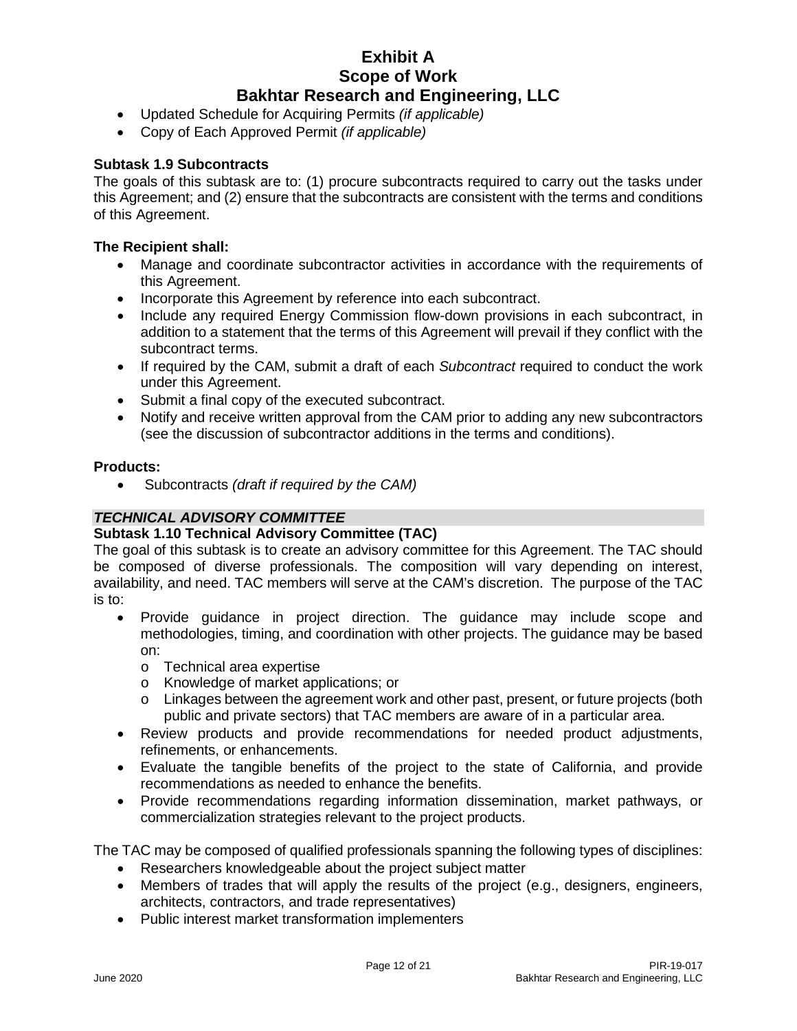- Updated Schedule for Acquiring Permits *(if applicable)*
- Copy of Each Approved Permit *(if applicable)*

**Subtask 1.9 Subcontracts**

The goals of this subtask are to: (1) procure subcontracts required to carry out the tasks under this Agreement; and (2) ensure that the subcontracts are consistent with the terms and conditions of this Agreement.

**The Recipient shall:**

- Manage and coordinate subcontractor activities in accordance with the requirements of this Agreement.
- Incorporate this Agreement by reference into each subcontract.
- Include any required Energy Commission flow-down provisions in each subcontract, in addition to a statement that the terms of this Agreement will prevail if they conflict with the subcontract terms.
- If required by the CAM, submit a draft of each *Subcontract* required to conduct the work under this Agreement.
- Submit a final copy of the executed subcontract.
- Notify and receive written approval from the CAM prior to adding any new subcontractors (see the discussion of subcontractor additions in the terms and conditions).

**Products:**

- Subcontracts *(draft if required by the CAM)*

***TECHNICAL ADVISORY COMMITTEE***

**Subtask 1.10 Technical Advisory Committee (TAC)**

The goal of this subtask is to create an advisory committee for this Agreement. The TAC should be composed of diverse professionals. The composition will vary depending on interest, availability, and need. TAC members will serve at the CAM's discretion. The purpose of the TAC is to:

- Provide guidance in project direction. The guidance may include scope and methodologies, timing, and coordination with other projects. The guidance may be based on:
  - Technical area expertise
  - Knowledge of market applications; or
  - Linkages between the agreement work and other past, present, or future projects (both public and private sectors) that TAC members are aware of in a particular area.
- Review products and provide recommendations for needed product adjustments, refinements, or enhancements.
- Evaluate the tangible benefits of the project to the state of California, and provide recommendations as needed to enhance the benefits.
- Provide recommendations regarding information dissemination, market pathways, or commercialization strategies relevant to the project products.

The TAC may be composed of qualified professionals spanning the following types of disciplines:

- Researchers knowledgeable about the project subject matter
- Members of trades that will apply the results of the project (e.g., designers, engineers, architects, contractors, and trade representatives)
- Public interest market transformation implementers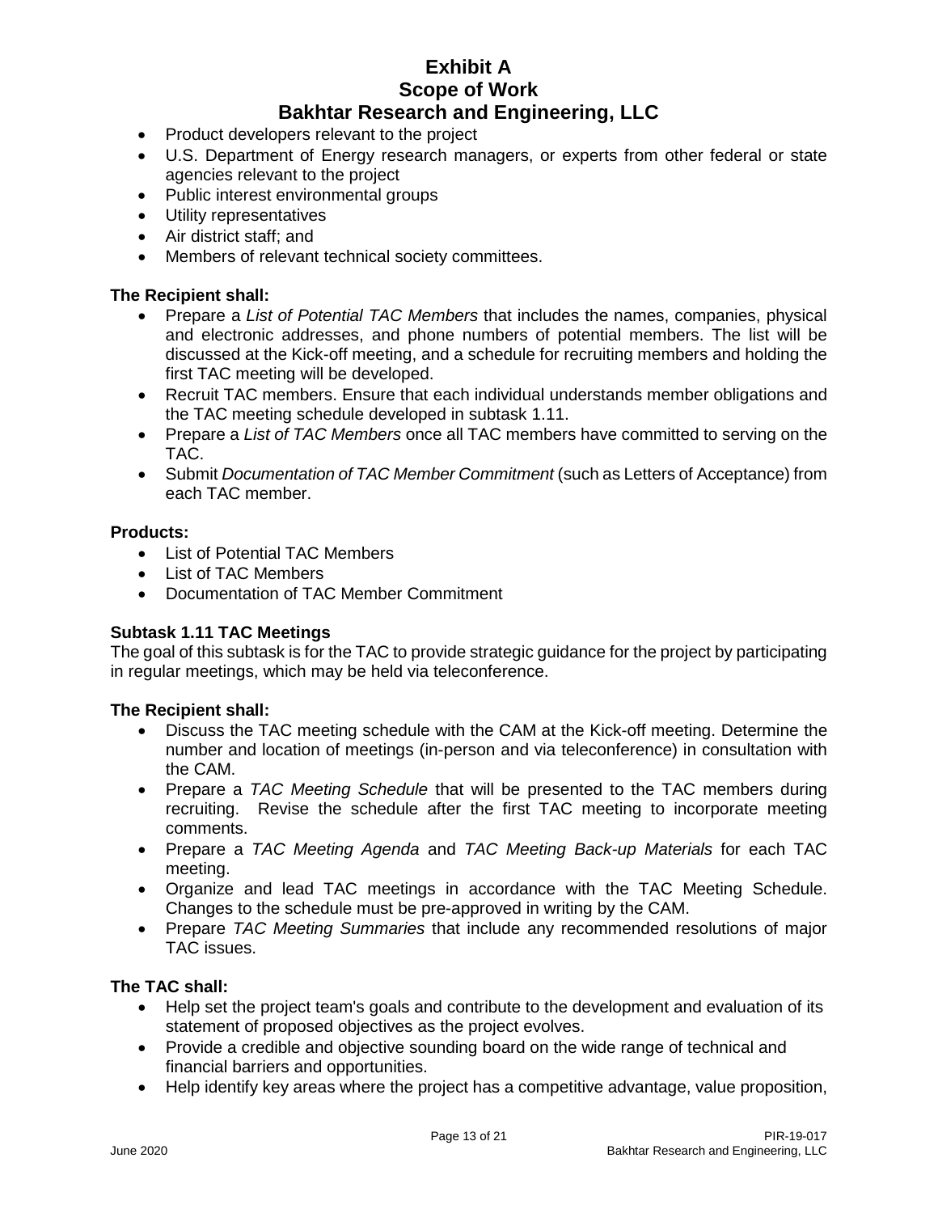- Product developers relevant to the project
- U.S. Department of Energy research managers, or experts from other federal or state agencies relevant to the project
- Public interest environmental groups
- Utility representatives
- Air district staff; and
- Members of relevant technical society committees.

**The Recipient shall:**

- Prepare a *List of Potential TAC Members* that includes the names, companies, physical and electronic addresses, and phone numbers of potential members. The list will be discussed at the Kick-off meeting, and a schedule for recruiting members and holding the first TAC meeting will be developed.
- Recruit TAC members. Ensure that each individual understands member obligations and the TAC meeting schedule developed in subtask 1.11.
- Prepare a *List of TAC Members* once all TAC members have committed to serving on the TAC.
- Submit *Documentation of TAC Member Commitment* (such as Letters of Acceptance) from each TAC member.

**Products:**

- List of Potential TAC Members
- List of TAC Members
- Documentation of TAC Member Commitment

### Subtask 1.11 TAC Meetings

The goal of this subtask is for the TAC to provide strategic guidance for the project by participating in regular meetings, which may be held via teleconference.

**The Recipient shall:**

- Discuss the TAC meeting schedule with the CAM at the Kick-off meeting. Determine the number and location of meetings (in-person and via teleconference) in consultation with the CAM.
- Prepare a *TAC Meeting Schedule* that will be presented to the TAC members during recruiting. Revise the schedule after the first TAC meeting to incorporate meeting comments.
- Prepare a *TAC Meeting Agenda* and *TAC Meeting Back-up Materials* for each TAC meeting.
- Organize and lead TAC meetings in accordance with the TAC Meeting Schedule. Changes to the schedule must be pre-approved in writing by the CAM.
- Prepare *TAC Meeting Summaries* that include any recommended resolutions of major TAC issues.

**The TAC shall:**

- Help set the project team's goals and contribute to the development and evaluation of its statement of proposed objectives as the project evolves.
- Provide a credible and objective sounding board on the wide range of technical and financial barriers and opportunities.
- Help identify key areas where the project has a competitive advantage, value proposition,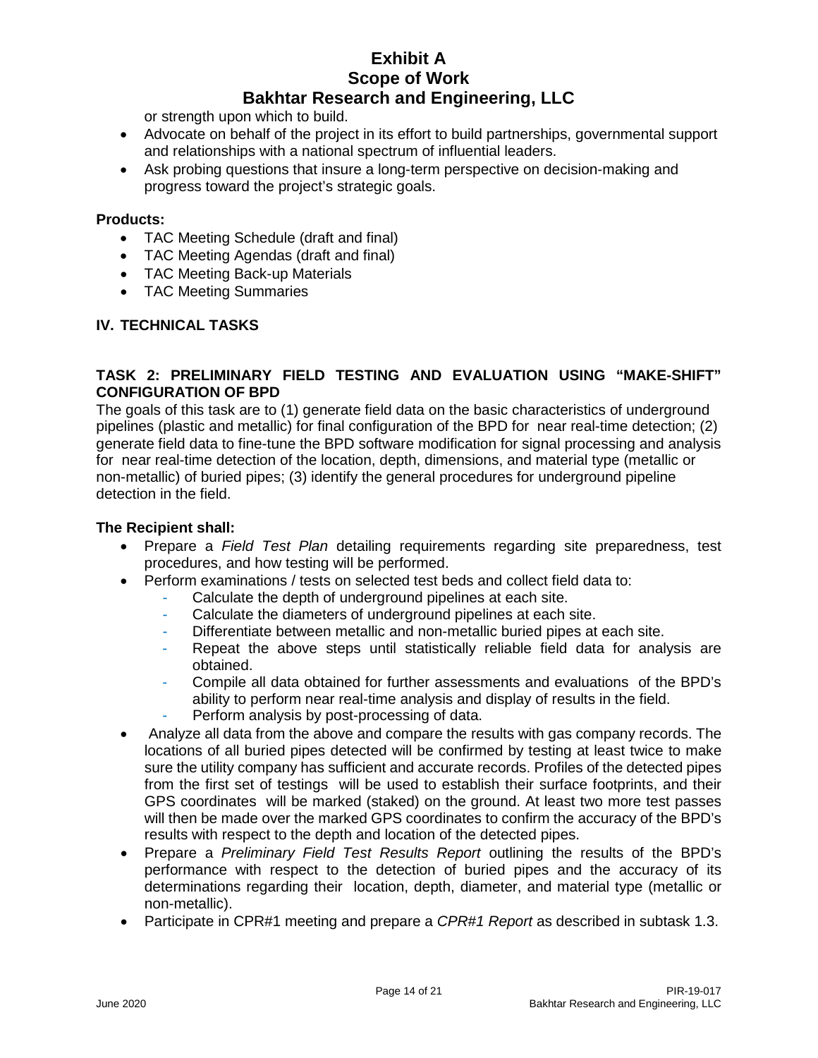or strength upon which to build.

- Advocate on behalf of the project in its effort to build partnerships, governmental support and relationships with a national spectrum of influential leaders.
- Ask probing questions that insure a long-term perspective on decision-making and progress toward the project's strategic goals.

**Products:**

- TAC Meeting Schedule (draft and final)
- TAC Meeting Agendas (draft and final)
- TAC Meeting Back-up Materials
- TAC Meeting Summaries

## IV. TECHNICAL TASKS

### TASK 2: PRELIMINARY FIELD TESTING AND EVALUATION USING "MAKE-SHIFT" CONFIGURATION OF BPD

The goals of this task are to (1) generate field data on the basic characteristics of underground pipelines (plastic and metallic) for final configuration of the BPD for near real-time detection; (2) generate field data to fine-tune the BPD software modification for signal processing and analysis for near real-time detection of the location, depth, dimensions, and material type (metallic or non-metallic) of buried pipes; (3) identify the general procedures for underground pipeline detection in the field.

**The Recipient shall:**

- Prepare a *Field Test Plan* detailing requirements regarding site preparedness, test procedures, and how testing will be performed.
- Perform examinations / tests on selected test beds and collect field data to:
  - Calculate the depth of underground pipelines at each site.
  - Calculate the diameters of underground pipelines at each site.
  - Differentiate between metallic and non-metallic buried pipes at each site.
  - Repeat the above steps until statistically reliable field data for analysis are obtained.
  - Compile all data obtained for further assessments and evaluations of the BPD's ability to perform near real-time analysis and display of results in the field.
  - Perform analysis by post-processing of data.
- Analyze all data from the above and compare the results with gas company records. The locations of all buried pipes detected will be confirmed by testing at least twice to make sure the utility company has sufficient and accurate records. Profiles of the detected pipes from the first set of testings will be used to establish their surface footprints, and their GPS coordinates will be marked (staked) on the ground. At least two more test passes will then be made over the marked GPS coordinates to confirm the accuracy of the BPD's results with respect to the depth and location of the detected pipes.
- Prepare a *Preliminary Field Test Results Report* outlining the results of the BPD's performance with respect to the detection of buried pipes and the accuracy of its determinations regarding their location, depth, diameter, and material type (metallic or non-metallic).
- Participate in CPR#1 meeting and prepare a *CPR#1 Report* as described in subtask 1.3.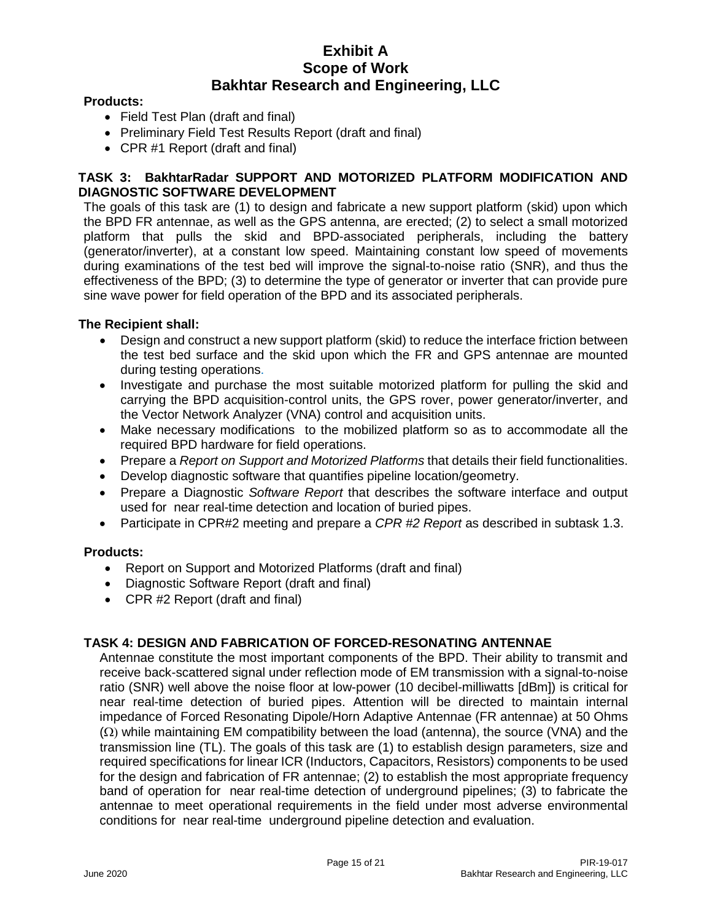**Products:**

- Field Test Plan (draft and final)
- Preliminary Field Test Results Report (draft and final)
- CPR #1 Report (draft and final)

## TASK 3: BakhtarRadar SUPPORT AND MOTORIZED PLATFORM MODIFICATION AND DIAGNOSTIC SOFTWARE DEVELOPMENT

The goals of this task are (1) to design and fabricate a new support platform (skid) upon which the BPD FR antennae, as well as the GPS antenna, are erected; (2) to select a small motorized platform that pulls the skid and BPD-associated peripherals, including the battery (generator/inverter), at a constant low speed. Maintaining constant low speed of movements during examinations of the test bed will improve the signal-to-noise ratio (SNR), and thus the effectiveness of the BPD; (3) to determine the type of generator or inverter that can provide pure sine wave power for field operation of the BPD and its associated peripherals.

**The Recipient shall:**

- Design and construct a new support platform (skid) to reduce the interface friction between the test bed surface and the skid upon which the FR and GPS antennae are mounted during testing operations.
- Investigate and purchase the most suitable motorized platform for pulling the skid and carrying the BPD acquisition-control units, the GPS rover, power generator/inverter, and the Vector Network Analyzer (VNA) control and acquisition units.
- Make necessary modifications to the mobilized platform so as to accommodate all the required BPD hardware for field operations.
- Prepare a *Report on Support and Motorized Platforms* that details their field functionalities.
- Develop diagnostic software that quantifies pipeline location/geometry.
- Prepare a Diagnostic *Software Report* that describes the software interface and output used for near real-time detection and location of buried pipes.
- Participate in CPR#2 meeting and prepare a *CPR #2 Report* as described in subtask 1.3.

**Products:**

- Report on Support and Motorized Platforms (draft and final)
- Diagnostic Software Report (draft and final)
- CPR #2 Report (draft and final)

## TASK 4: DESIGN AND FABRICATION OF FORCED-RESONATING ANTENNAE

Antennae constitute the most important components of the BPD. Their ability to transmit and receive back-scattered signal under reflection mode of EM transmission with a signal-to-noise ratio (SNR) well above the noise floor at low-power (10 decibel-milliwatts [dBm]) is critical for near real-time detection of buried pipes. Attention will be directed to maintain internal impedance of Forced Resonating Dipole/Horn Adaptive Antennae (FR antennae) at 50 Ohms ($\Omega$) while maintaining EM compatibility between the load (antenna), the source (VNA) and the transmission line (TL). The goals of this task are (1) to establish design parameters, size and required specifications for linear ICR (Inductors, Capacitors, Resistors) components to be used for the design and fabrication of FR antennae; (2) to establish the most appropriate frequency band of operation for near real-time detection of underground pipelines; (3) to fabricate the antennae to meet operational requirements in the field under most adverse environmental conditions for near real-time underground pipeline detection and evaluation.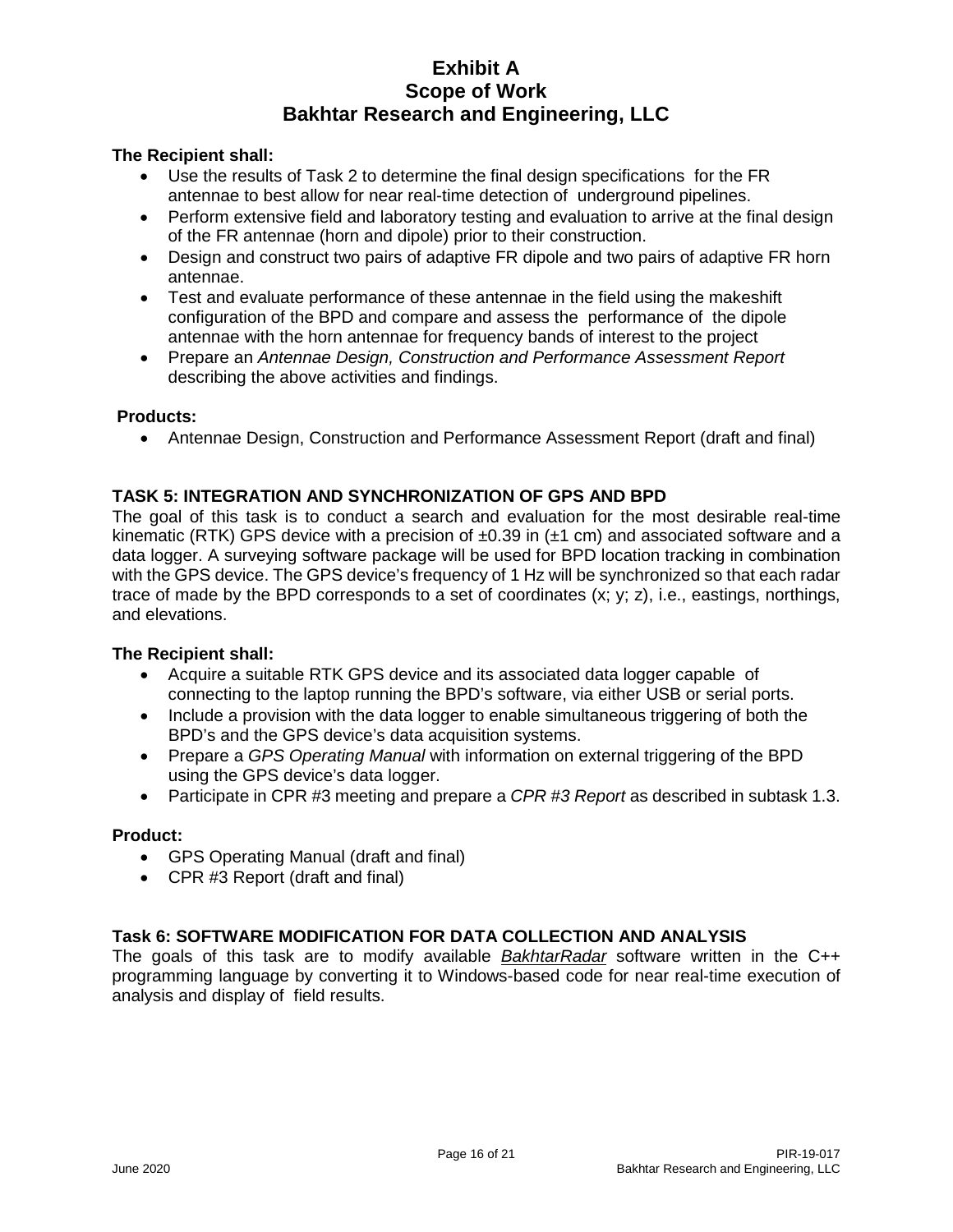**The Recipient shall:**

- Use the results of Task 2 to determine the final design specifications for the FR antennae to best allow for near real-time detection of underground pipelines.
- Perform extensive field and laboratory testing and evaluation to arrive at the final design of the FR antennae (horn and dipole) prior to their construction.
- Design and construct two pairs of adaptive FR dipole and two pairs of adaptive FR horn antennae.
- Test and evaluate performance of these antennae in the field using the makeshift configuration of the BPD and compare and assess the performance of the dipole antennae with the horn antennae for frequency bands of interest to the project
- Prepare an *Antennae Design, Construction and Performance Assessment Report* describing the above activities and findings.

**Products:**

- Antennae Design, Construction and Performance Assessment Report (draft and final)

### TASK 5: INTEGRATION AND SYNCHRONIZATION OF GPS AND BPD

The goal of this task is to conduct a search and evaluation for the most desirable real-time kinematic (RTK) GPS device with a precision of ±0.39 in (±1 cm) and associated software and a data logger. A surveying software package will be used for BPD location tracking in combination with the GPS device. The GPS device's frequency of 1 Hz will be synchronized so that each radar trace of made by the BPD corresponds to a set of coordinates (x; y; z), i.e., eastings, northings, and elevations.

**The Recipient shall:**

- Acquire a suitable RTK GPS device and its associated data logger capable of connecting to the laptop running the BPD's software, via either USB or serial ports.
- Include a provision with the data logger to enable simultaneous triggering of both the BPD's and the GPS device's data acquisition systems.
- Prepare a *GPS Operating Manual* with information on external triggering of the BPD using the GPS device's data logger.
- Participate in CPR #3 meeting and prepare a *CPR #3 Report* as described in subtask 1.3.

**Product:**

- GPS Operating Manual (draft and final)
- CPR #3 Report (draft and final)

### Task 6: SOFTWARE MODIFICATION FOR DATA COLLECTION AND ANALYSIS

The goals of this task are to modify available ***BakhtarRadar*** software written in the C++ programming language by converting it to Windows-based code for near real-time execution of analysis and display of field results.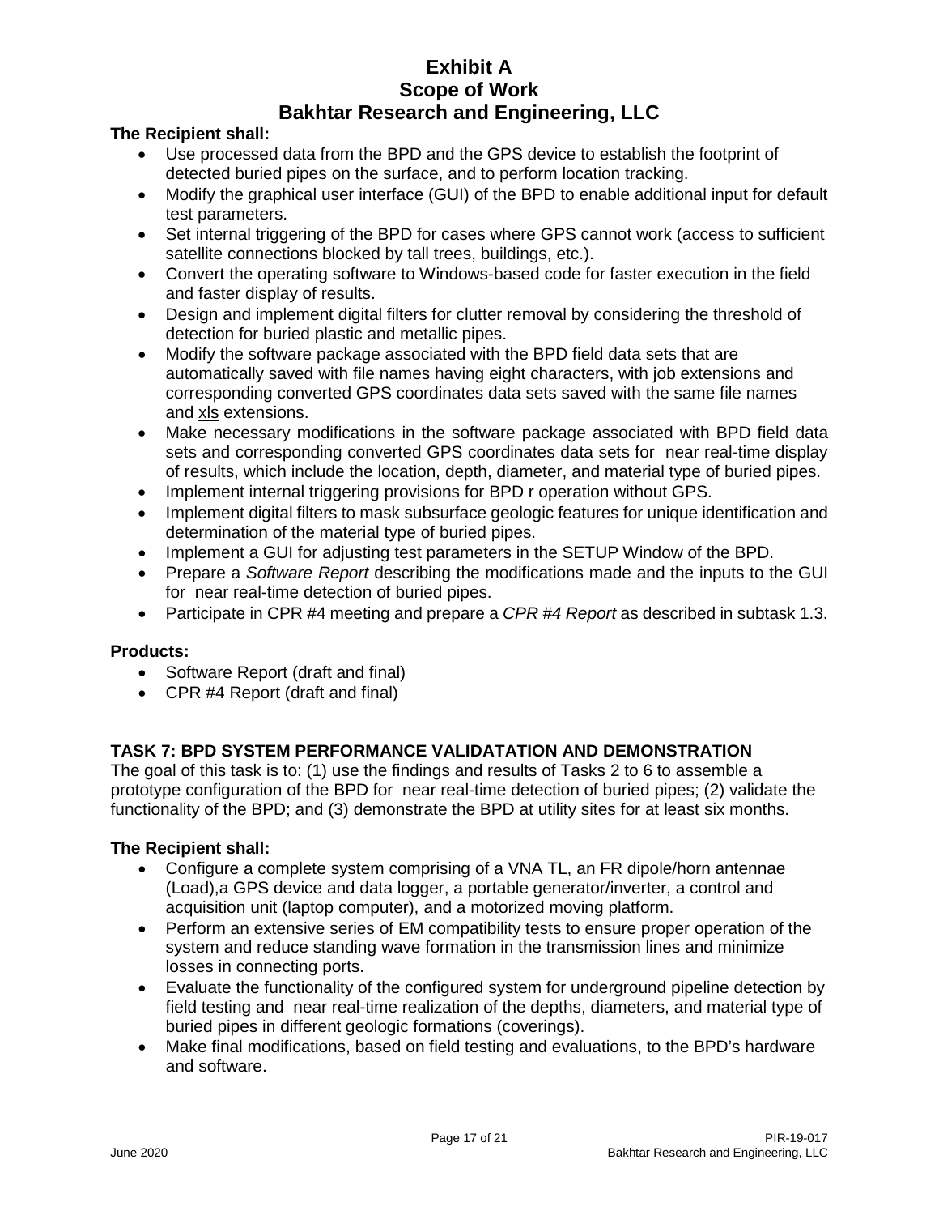**The Recipient shall:**

- Use processed data from the BPD and the GPS device to establish the footprint of detected buried pipes on the surface, and to perform location tracking.
- Modify the graphical user interface (GUI) of the BPD to enable additional input for default test parameters.
- Set internal triggering of the BPD for cases where GPS cannot work (access to sufficient satellite connections blocked by tall trees, buildings, etc.).
- Convert the operating software to Windows-based code for faster execution in the field and faster display of results.
- Design and implement digital filters for clutter removal by considering the threshold of detection for buried plastic and metallic pipes.
- Modify the software package associated with the BPD field data sets that are automatically saved with file names having eight characters, with job extensions and corresponding converted GPS coordinates data sets saved with the same file names and xls extensions.
- Make necessary modifications in the software package associated with BPD field data sets and corresponding converted GPS coordinates data sets for near real-time display of results, which include the location, depth, diameter, and material type of buried pipes.
- Implement internal triggering provisions for BPD r operation without GPS.
- Implement digital filters to mask subsurface geologic features for unique identification and determination of the material type of buried pipes.
- Implement a GUI for adjusting test parameters in the SETUP Window of the BPD.
- Prepare a *Software Report* describing the modifications made and the inputs to the GUI for near real-time detection of buried pipes.
- Participate in CPR #4 meeting and prepare a *CPR #4 Report* as described in subtask 1.3.

**Products:**

- Software Report (draft and final)
- CPR #4 Report (draft and final)

### TASK 7: BPD SYSTEM PERFORMANCE VALIDATATION AND DEMONSTRATION

The goal of this task is to: (1) use the findings and results of Tasks 2 to 6 to assemble a prototype configuration of the BPD for near real-time detection of buried pipes; (2) validate the functionality of the BPD; and (3) demonstrate the BPD at utility sites for at least six months.

**The Recipient shall:**

- Configure a complete system comprising of a VNA TL, an FR dipole/horn antennae (Load),a GPS device and data logger, a portable generator/inverter, a control and acquisition unit (laptop computer), and a motorized moving platform.
- Perform an extensive series of EM compatibility tests to ensure proper operation of the system and reduce standing wave formation in the transmission lines and minimize losses in connecting ports.
- Evaluate the functionality of the configured system for underground pipeline detection by field testing and near real-time realization of the depths, diameters, and material type of buried pipes in different geologic formations (coverings).
- Make final modifications, based on field testing and evaluations, to the BPD's hardware and software.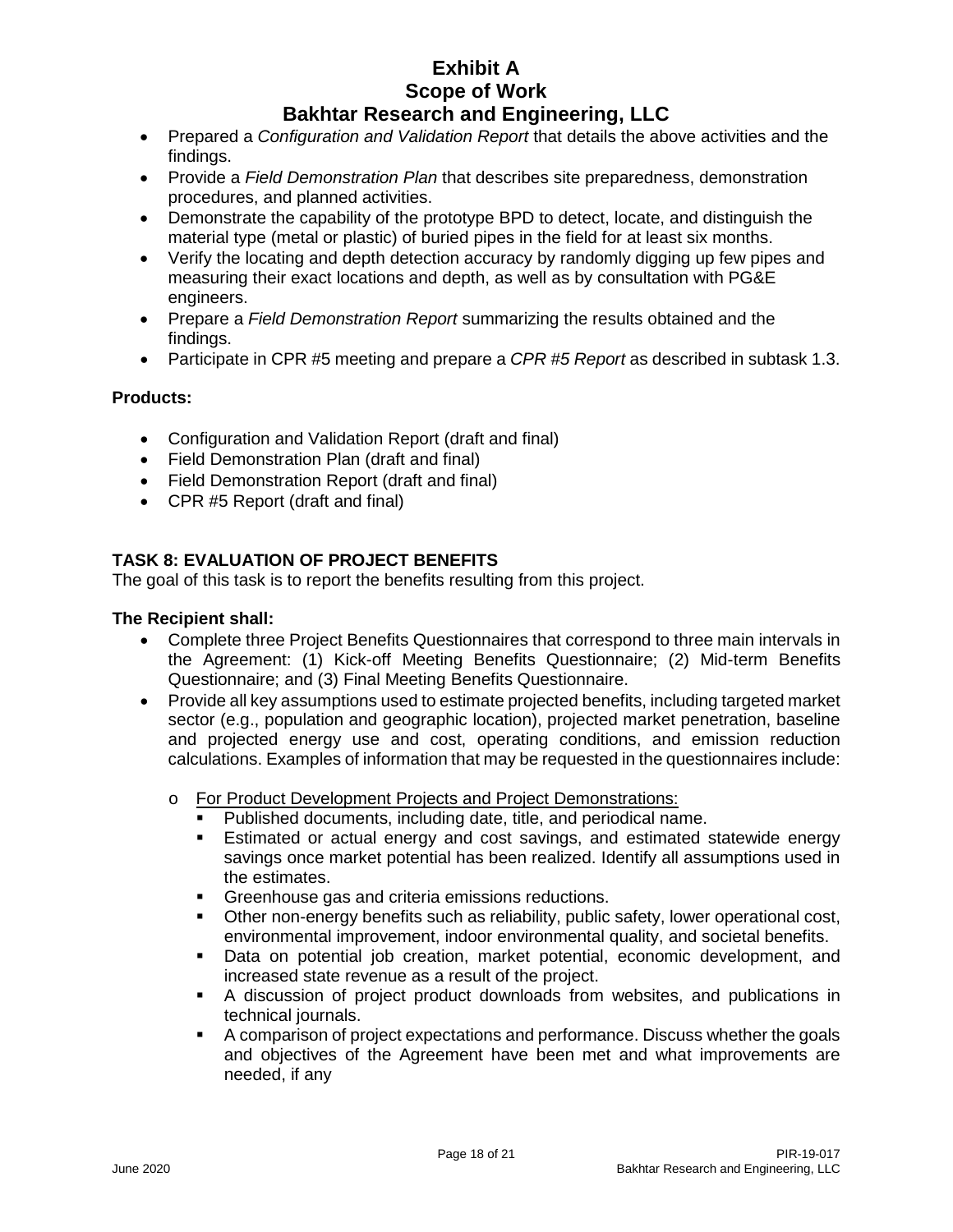- Prepared a *Configuration and Validation Report* that details the above activities and the findings.
- Provide a *Field Demonstration Plan* that describes site preparedness, demonstration procedures, and planned activities.
- Demonstrate the capability of the prototype BPD to detect, locate, and distinguish the material type (metal or plastic) of buried pipes in the field for at least six months.
- Verify the locating and depth detection accuracy by randomly digging up few pipes and measuring their exact locations and depth, as well as by consultation with PG&E engineers.
- Prepare a *Field Demonstration Report* summarizing the results obtained and the findings.
- Participate in CPR #5 meeting and prepare a *CPR #5 Report* as described in subtask 1.3.

**Products:**

- Configuration and Validation Report (draft and final)
- Field Demonstration Plan (draft and final)
- Field Demonstration Report (draft and final)
- CPR #5 Report (draft and final)

### TASK 8: EVALUATION OF PROJECT BENEFITS

The goal of this task is to report the benefits resulting from this project.

**The Recipient shall:**

- Complete three Project Benefits Questionnaires that correspond to three main intervals in the Agreement: (1) Kick-off Meeting Benefits Questionnaire; (2) Mid-term Benefits Questionnaire; and (3) Final Meeting Benefits Questionnaire.
- Provide all key assumptions used to estimate projected benefits, including targeted market sector (e.g., population and geographic location), projected market penetration, baseline and projected energy use and cost, operating conditions, and emission reduction calculations. Examples of information that may be requested in the questionnaires include:
  - For Product Development Projects and Project Demonstrations:
    - Published documents, including date, title, and periodical name.
    - Estimated or actual energy and cost savings, and estimated statewide energy savings once market potential has been realized. Identify all assumptions used in the estimates.
    - Greenhouse gas and criteria emissions reductions.
    - Other non-energy benefits such as reliability, public safety, lower operational cost, environmental improvement, indoor environmental quality, and societal benefits.
    - Data on potential job creation, market potential, economic development, and increased state revenue as a result of the project.
    - A discussion of project product downloads from websites, and publications in technical journals.
    - A comparison of project expectations and performance. Discuss whether the goals and objectives of the Agreement have been met and what improvements are needed, if any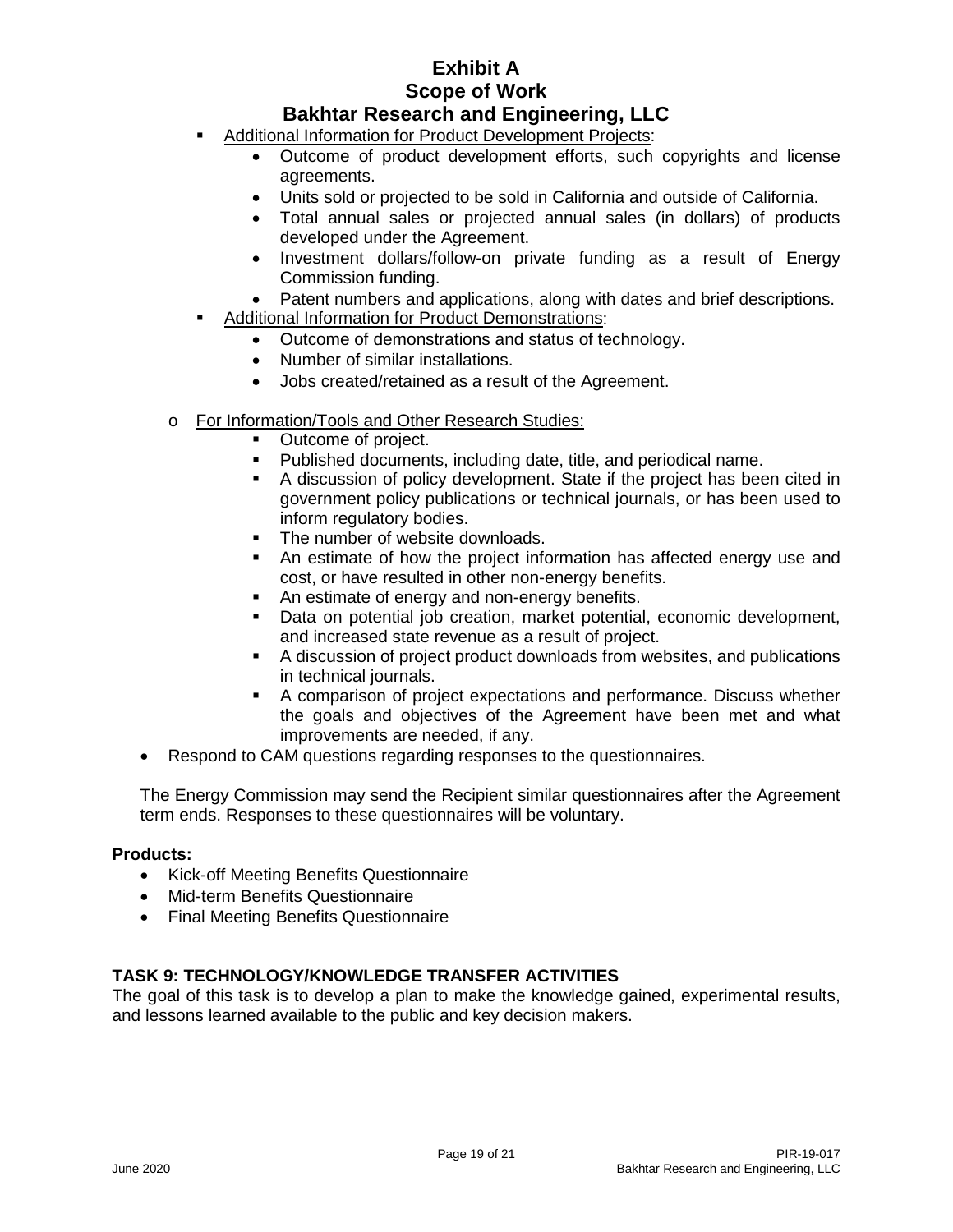- Additional Information for Product Development Projects:
    - Outcome of product development efforts, such copyrights and license agreements.
    - Units sold or projected to be sold in California and outside of California.
    - Total annual sales or projected annual sales (in dollars) of products developed under the Agreement.
    - Investment dollars/follow-on private funding as a result of Energy Commission funding.
    - Patent numbers and applications, along with dates and brief descriptions.
- Additional Information for Product Demonstrations:
    - Outcome of demonstrations and status of technology.
    - Number of similar installations.
    - Jobs created/retained as a result of the Agreement.

- For Information/Tools and Other Research Studies:
    - Outcome of project.
    - Published documents, including date, title, and periodical name.
    - A discussion of policy development. State if the project has been cited in government policy publications or technical journals, or has been used to inform regulatory bodies.
    - The number of website downloads.
    - An estimate of how the project information has affected energy use and cost, or have resulted in other non-energy benefits.
    - An estimate of energy and non-energy benefits.
    - Data on potential job creation, market potential, economic development, and increased state revenue as a result of project.
    - A discussion of project product downloads from websites, and publications in technical journals.
    - A comparison of project expectations and performance. Discuss whether the goals and objectives of the Agreement have been met and what improvements are needed, if any.
- Respond to CAM questions regarding responses to the questionnaires.

The Energy Commission may send the Recipient similar questionnaires after the Agreement term ends. Responses to these questionnaires will be voluntary.

**Products:**

- Kick-off Meeting Benefits Questionnaire
- Mid-term Benefits Questionnaire
- Final Meeting Benefits Questionnaire

## TASK 9: TECHNOLOGY/KNOWLEDGE TRANSFER ACTIVITIES

The goal of this task is to develop a plan to make the knowledge gained, experimental results, and lessons learned available to the public and key decision makers.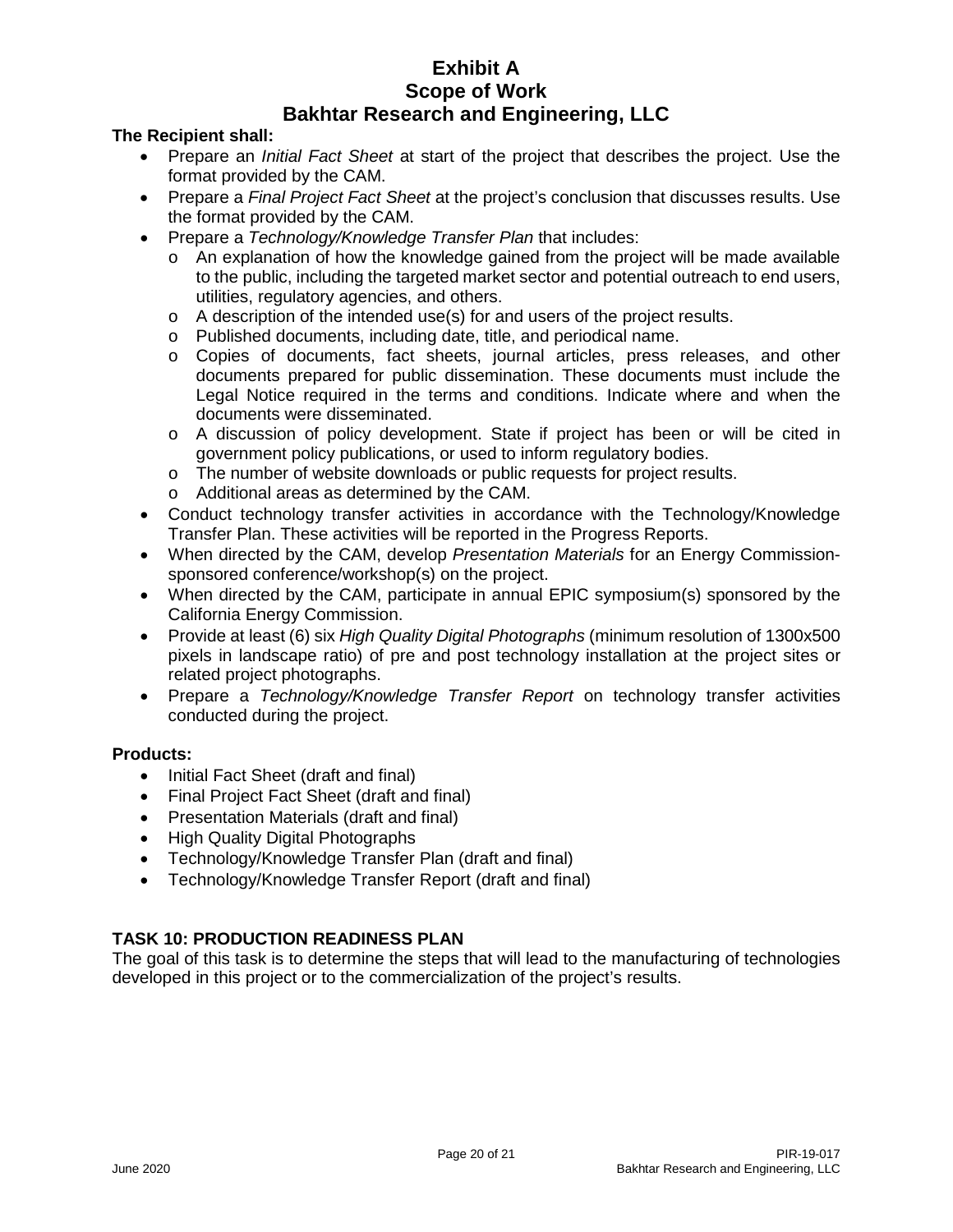**The Recipient shall:**

- Prepare an *Initial Fact Sheet* at start of the project that describes the project. Use the format provided by the CAM.
- Prepare a *Final Project Fact Sheet* at the project's conclusion that discusses results. Use the format provided by the CAM.
- Prepare a *Technology/Knowledge Transfer Plan* that includes:
  - An explanation of how the knowledge gained from the project will be made available to the public, including the targeted market sector and potential outreach to end users, utilities, regulatory agencies, and others.
  - A description of the intended use(s) for and users of the project results.
  - Published documents, including date, title, and periodical name.
  - Copies of documents, fact sheets, journal articles, press releases, and other documents prepared for public dissemination. These documents must include the Legal Notice required in the terms and conditions. Indicate where and when the documents were disseminated.
  - A discussion of policy development. State if project has been or will be cited in government policy publications, or used to inform regulatory bodies.
  - The number of website downloads or public requests for project results.
  - Additional areas as determined by the CAM.
- Conduct technology transfer activities in accordance with the Technology/Knowledge Transfer Plan. These activities will be reported in the Progress Reports.
- When directed by the CAM, develop *Presentation Materials* for an Energy Commission-sponsored conference/workshop(s) on the project.
- When directed by the CAM, participate in annual EPIC symposium(s) sponsored by the California Energy Commission.
- Provide at least (6) six *High Quality Digital Photographs* (minimum resolution of 1300x500 pixels in landscape ratio) of pre and post technology installation at the project sites or related project photographs.
- Prepare a *Technology/Knowledge Transfer Report* on technology transfer activities conducted during the project.

**Products:**

- Initial Fact Sheet (draft and final)
- Final Project Fact Sheet (draft and final)
- Presentation Materials (draft and final)
- High Quality Digital Photographs
- Technology/Knowledge Transfer Plan (draft and final)
- Technology/Knowledge Transfer Report (draft and final)

## TASK 10: PRODUCTION READINESS PLAN

The goal of this task is to determine the steps that will lead to the manufacturing of technologies developed in this project or to the commercialization of the project's results.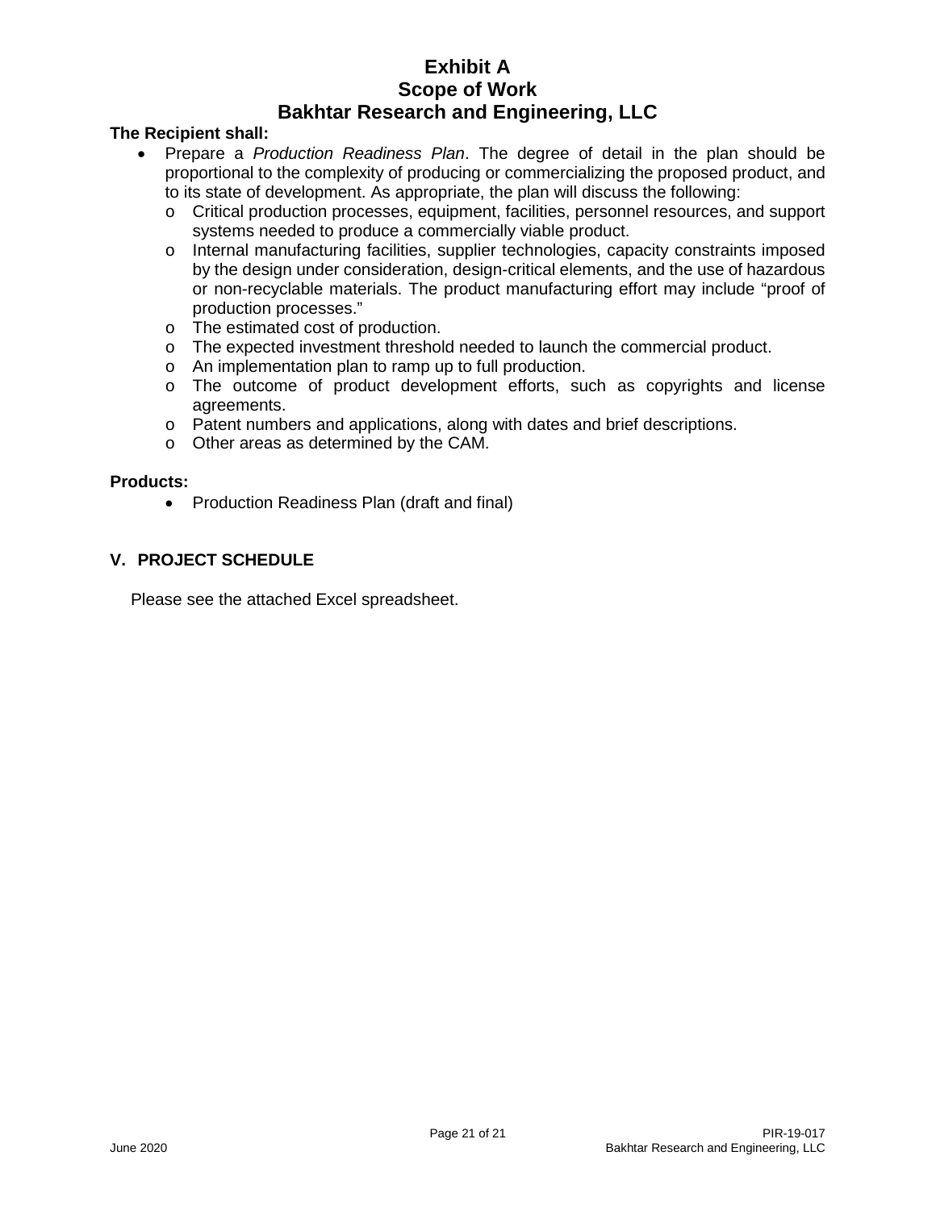**Exhibit A**
**Scope of Work**
**Bakhtar Research and Engineering, LLC**

**The Recipient shall:**

- Prepare a *Production Readiness Plan*. The degree of detail in the plan should be proportional to the complexity of producing or commercializing the proposed product, and to its state of development. As appropriate, the plan will discuss the following:
  - Critical production processes, equipment, facilities, personnel resources, and support systems needed to produce a commercially viable product.
  - Internal manufacturing facilities, supplier technologies, capacity constraints imposed by the design under consideration, design-critical elements, and the use of hazardous or non-recyclable materials. The product manufacturing effort may include "proof of production processes."
  - The estimated cost of production.
  - The expected investment threshold needed to launch the commercial product.
  - An implementation plan to ramp up to full production.
  - The outcome of product development efforts, such as copyrights and license agreements.
  - Patent numbers and applications, along with dates and brief descriptions.
  - Other areas as determined by the CAM.

**Products:**

- Production Readiness Plan (draft and final)

## V. PROJECT SCHEDULE

Please see the attached Excel spreadsheet.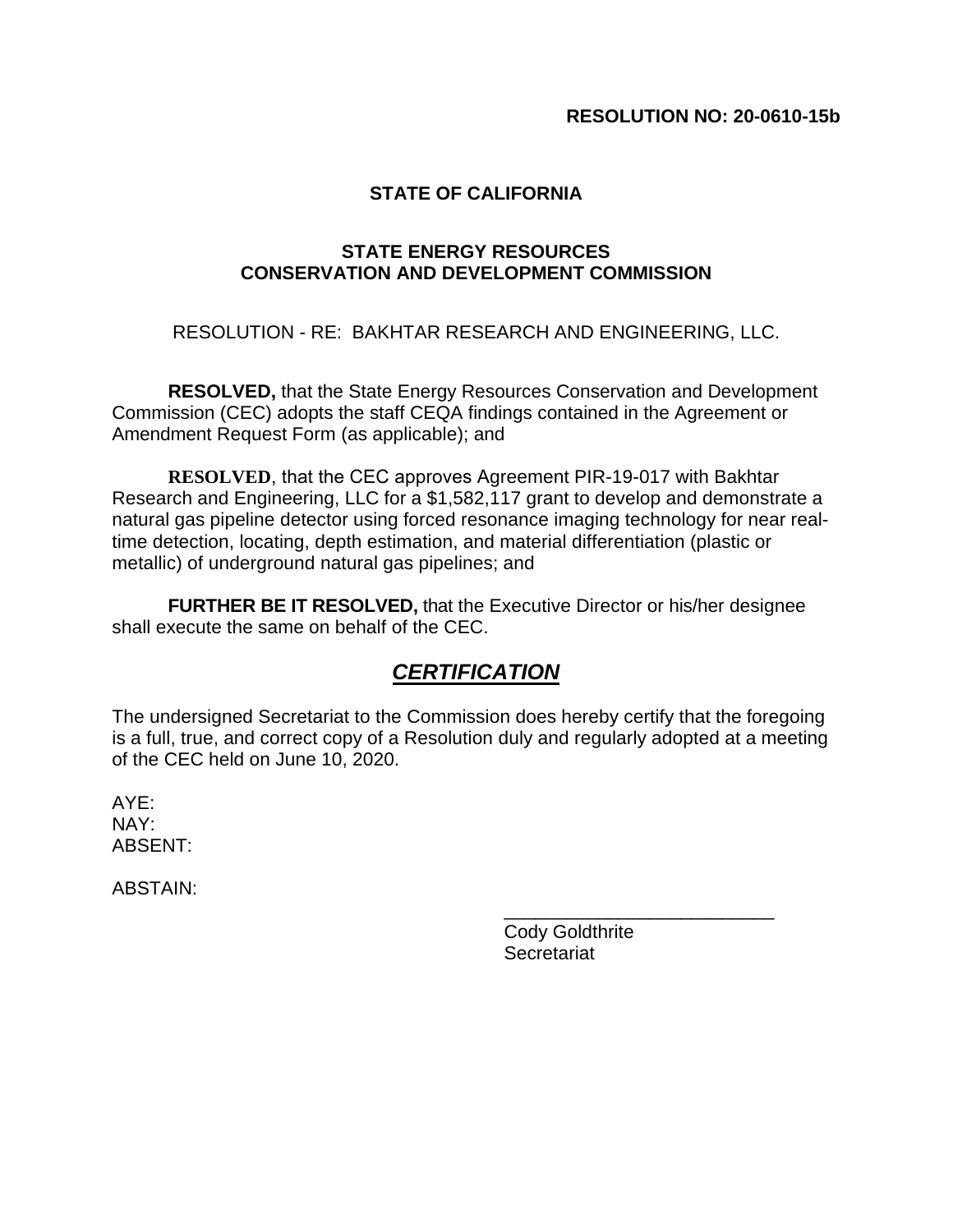**RESOLUTION NO: 20-0610-15b**

**STATE OF CALIFORNIA**

**STATE ENERGY RESOURCES CONSERVATION AND DEVELOPMENT COMMISSION**

RESOLUTION - RE: BAKHTAR RESEARCH AND ENGINEERING, LLC.

**RESOLVED,** that the State Energy Resources Conservation and Development Commission (CEC) adopts the staff CEQA findings contained in the Agreement or Amendment Request Form (as applicable); and

**RESOLVED**, that the CEC approves Agreement PIR-19-017 with Bakhtar Research and Engineering, LLC for a $1,582,117 grant to develop and demonstrate a natural gas pipeline detector using forced resonance imaging technology for near real-time detection, locating, depth estimation, and material differentiation (plastic or metallic) of underground natural gas pipelines; and

**FURTHER BE IT RESOLVED,** that the Executive Director or his/her designee shall execute the same on behalf of the CEC.

## ***CERTIFICATION***

The undersigned Secretariat to the Commission does hereby certify that the foregoing is a full, true, and correct copy of a Resolution duly and regularly adopted at a meeting of the CEC held on June 10, 2020.

AYE:
NAY:
ABSENT:

ABSTAIN:

___________________________
Cody Goldthrite
Secretariat